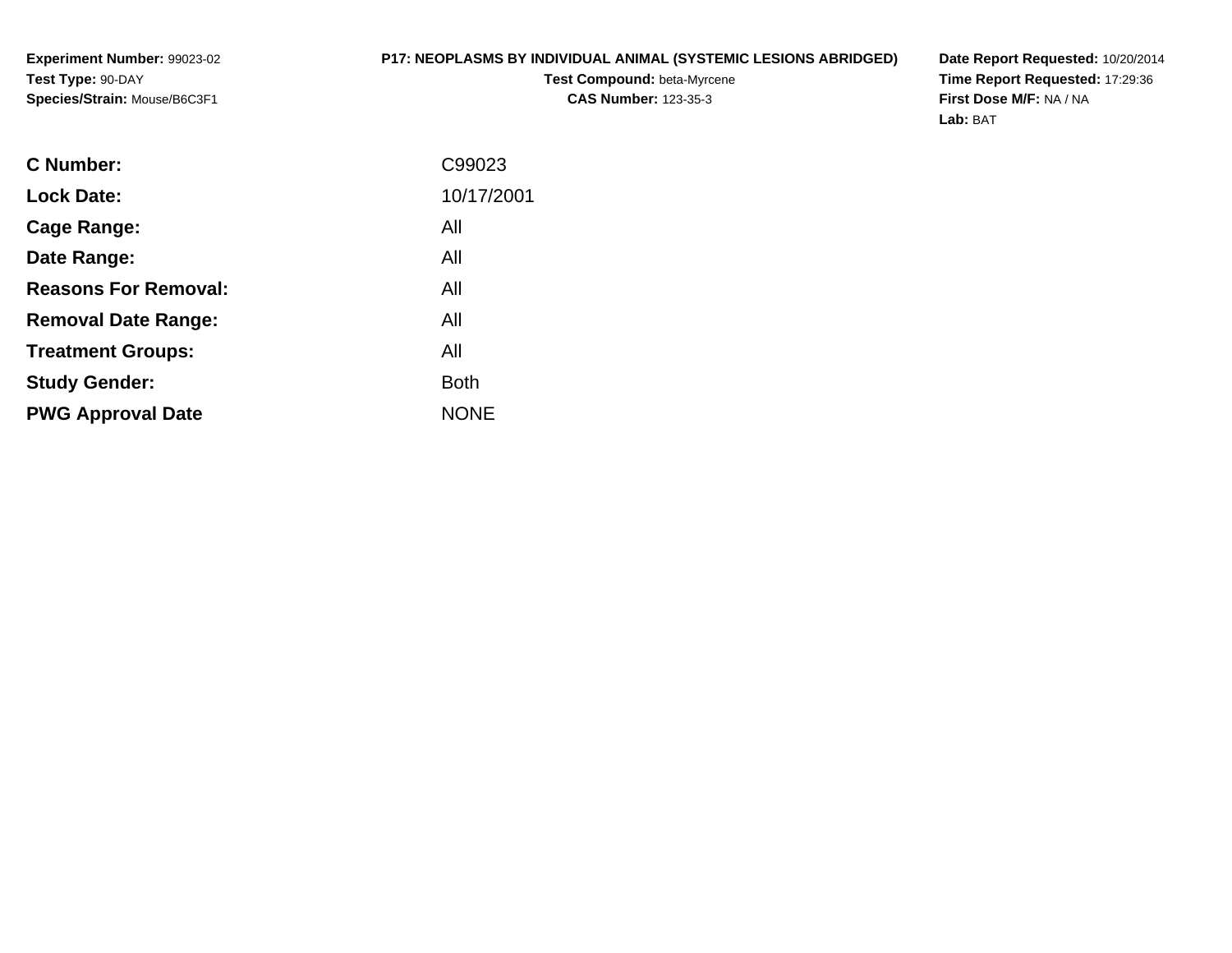**Experiment Number:** 99023-02
**Test Type:** 90-DAY
**Species/Strain:** Mouse/B6C3F1

**P17: NEOPLASMS BY INDIVIDUAL ANIMAL (SYSTEMIC LESIONS ABRIDGED)**
**Test Compound:** beta-Myrcene
**CAS Number:** 123-35-3

**Date Report Requested:** 10/20/2014
**Time Report Requested:** 17:29:36
**First Dose M/F:** NA / NA
**Lab:** BAT

| | |
|---|---|
| **C Number:** | C99023 |
| **Lock Date:** | 10/17/2001 |
| **Cage Range:** | All |
| **Date Range:** | All |
| **Reasons For Removal:** | All |
| **Removal Date Range:** | All |
| **Treatment Groups:** | All |
| **Study Gender:** | Both |
| **PWG Approval Date** | NONE |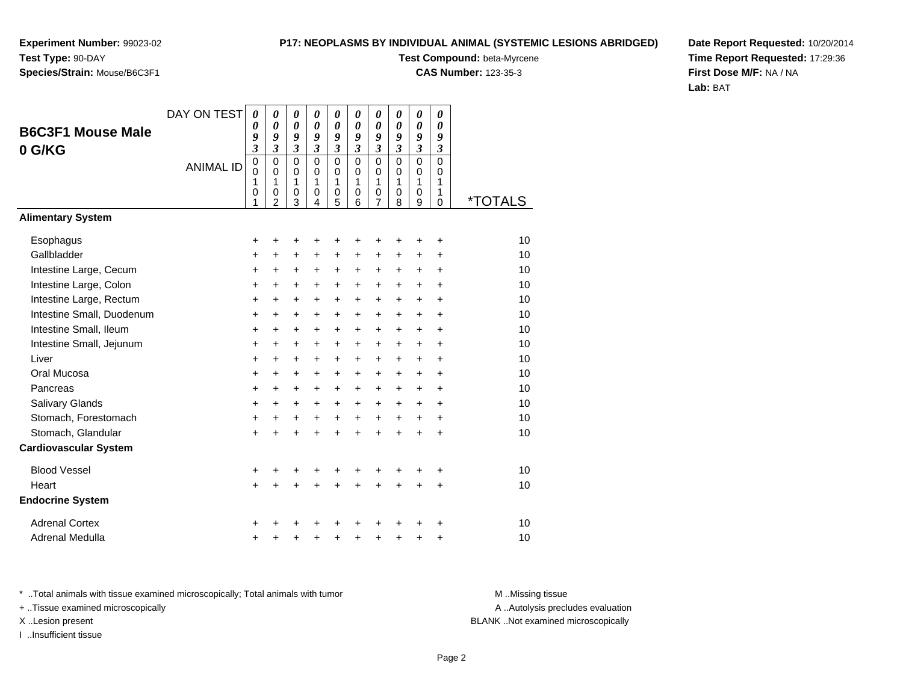**Experiment Number:** 99023-02
**Test Type:** 90-DAY
**Species/Strain:** Mouse/B6C3F1

**P17: NEOPLASMS BY INDIVIDUAL ANIMAL (SYSTEMIC LESIONS ABRIDGED)**
**Test Compound:** beta-Myrcene
**CAS Number:** 123-35-3

**Date Report Requested:** 10/20/2014
**Time Report Requested:** 17:29:36
**First Dose M/F:** NA / NA
**Lab:** BAT

## B6C3F1 Mouse Male 0 G/KG

| DAY ON TEST | 0093 | 0093 | 0093 | 0093 | 0093 | 0093 | 0093 | 0093 | 0093 | 0093 | |
|---|---|---|---|---|---|---|---|---|---|---|---|
| ANIMAL ID | 00101 | 00102 | 00103 | 00104 | 00105 | 00106 | 00107 | 00108 | 00109 | 00110 | *TOTALS |
| **Alimentary System** | | | | | | | | | | | |
| Esophagus | + | + | + | + | + | + | + | + | + | + | 10 |
| Gallbladder | + | + | + | + | + | + | + | + | + | + | 10 |
| Intestine Large, Cecum | + | + | + | + | + | + | + | + | + | + | 10 |
| Intestine Large, Colon | + | + | + | + | + | + | + | + | + | + | 10 |
| Intestine Large, Rectum | + | + | + | + | + | + | + | + | + | + | 10 |
| Intestine Small, Duodenum | + | + | + | + | + | + | + | + | + | + | 10 |
| Intestine Small, Ileum | + | + | + | + | + | + | + | + | + | + | 10 |
| Intestine Small, Jejunum | + | + | + | + | + | + | + | + | + | + | 10 |
| Liver | + | + | + | + | + | + | + | + | + | + | 10 |
| Oral Mucosa | + | + | + | + | + | + | + | + | + | + | 10 |
| Pancreas | + | + | + | + | + | + | + | + | + | + | 10 |
| Salivary Glands | + | + | + | + | + | + | + | + | + | + | 10 |
| Stomach, Forestomach | + | + | + | + | + | + | + | + | + | + | 10 |
| Stomach, Glandular | + | + | + | + | + | + | + | + | + | + | 10 |
| **Cardiovascular System** | | | | | | | | | | | |
| Blood Vessel | + | + | + | + | + | + | + | + | + | + | 10 |
| Heart | + | + | + | + | + | + | + | + | + | + | 10 |
| **Endocrine System** | | | | | | | | | | | |
| Adrenal Cortex | + | + | + | + | + | + | + | + | + | + | 10 |
| Adrenal Medulla | + | + | + | + | + | + | + | + | + | + | 10 |

* ..Total animals with tissue examined microscopically; Total animals with tumor
+ ..Tissue examined microscopically
X ..Lesion present
I ..Insufficient tissue

M ..Missing tissue
A ..Autolysis precludes evaluation
BLANK ..Not examined microscopically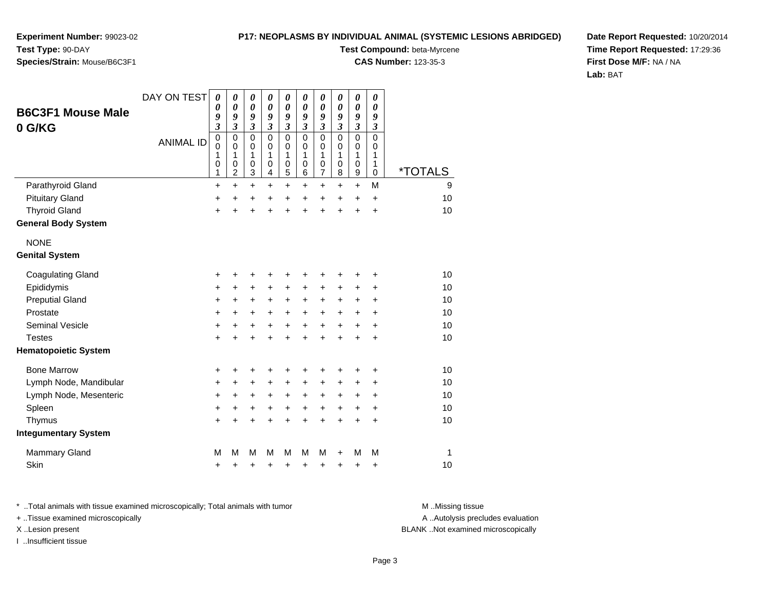**Experiment Number:** 99023-02
**Test Type:** 90-DAY
**Species/Strain:** Mouse/B6C3F1

**P17: NEOPLASMS BY INDIVIDUAL ANIMAL (SYSTEMIC LESIONS ABRIDGED)**
**Test Compound:** beta-Myrcene
**CAS Number:** 123-35-3

**Date Report Requested:** 10/20/2014
**Time Report Requested:** 17:29:36
**First Dose M/F:** NA / NA
**Lab:** BAT

## B6C3F1 Mouse Male 0 G/KG

| DAY ON TEST | 0093 | 0093 | 0093 | 0093 | 0093 | 0093 | 0093 | 0093 | 0093 | 0093 | |
|---|---|---|---|---|---|---|---|---|---|---|---|
| ANIMAL ID | 00101 | 00102 | 00103 | 00104 | 00105 | 00106 | 00107 | 00108 | 00109 | 00110 | *TOTALS |
| Parathyroid Gland | + | + | + | + | + | + | + | + | + | M | 9 |
| Pituitary Gland | + | + | + | + | + | + | + | + | + | + | 10 |
| Thyroid Gland | + | + | + | + | + | + | + | + | + | + | 10 |
| **General Body System** | | | | | | | | | | | |
| NONE | | | | | | | | | | | |
| **Genital System** | | | | | | | | | | | |
| Coagulating Gland | + | + | + | + | + | + | + | + | + | + | 10 |
| Epididymis | + | + | + | + | + | + | + | + | + | + | 10 |
| Preputial Gland | + | + | + | + | + | + | + | + | + | + | 10 |
| Prostate | + | + | + | + | + | + | + | + | + | + | 10 |
| Seminal Vesicle | + | + | + | + | + | + | + | + | + | + | 10 |
| Testes | + | + | + | + | + | + | + | + | + | + | 10 |
| **Hematopoietic System** | | | | | | | | | | | |
| Bone Marrow | + | + | + | + | + | + | + | + | + | + | 10 |
| Lymph Node, Mandibular | + | + | + | + | + | + | + | + | + | + | 10 |
| Lymph Node, Mesenteric | + | + | + | + | + | + | + | + | + | + | 10 |
| Spleen | + | + | + | + | + | + | + | + | + | + | 10 |
| Thymus | + | + | + | + | + | + | + | + | + | + | 10 |
| **Integumentary System** | | | | | | | | | | | |
| Mammary Gland | M | M | M | M | M | M | M | + | M | M | 1 |
| Skin | + | + | + | + | + | + | + | + | + | + | 10 |

* ..Total animals with tissue examined microscopically; Total animals with tumor
+ ..Tissue examined microscopically
X ..Lesion present
I ..Insufficient tissue

M ..Missing tissue
A ..Autolysis precludes evaluation
BLANK ..Not examined microscopically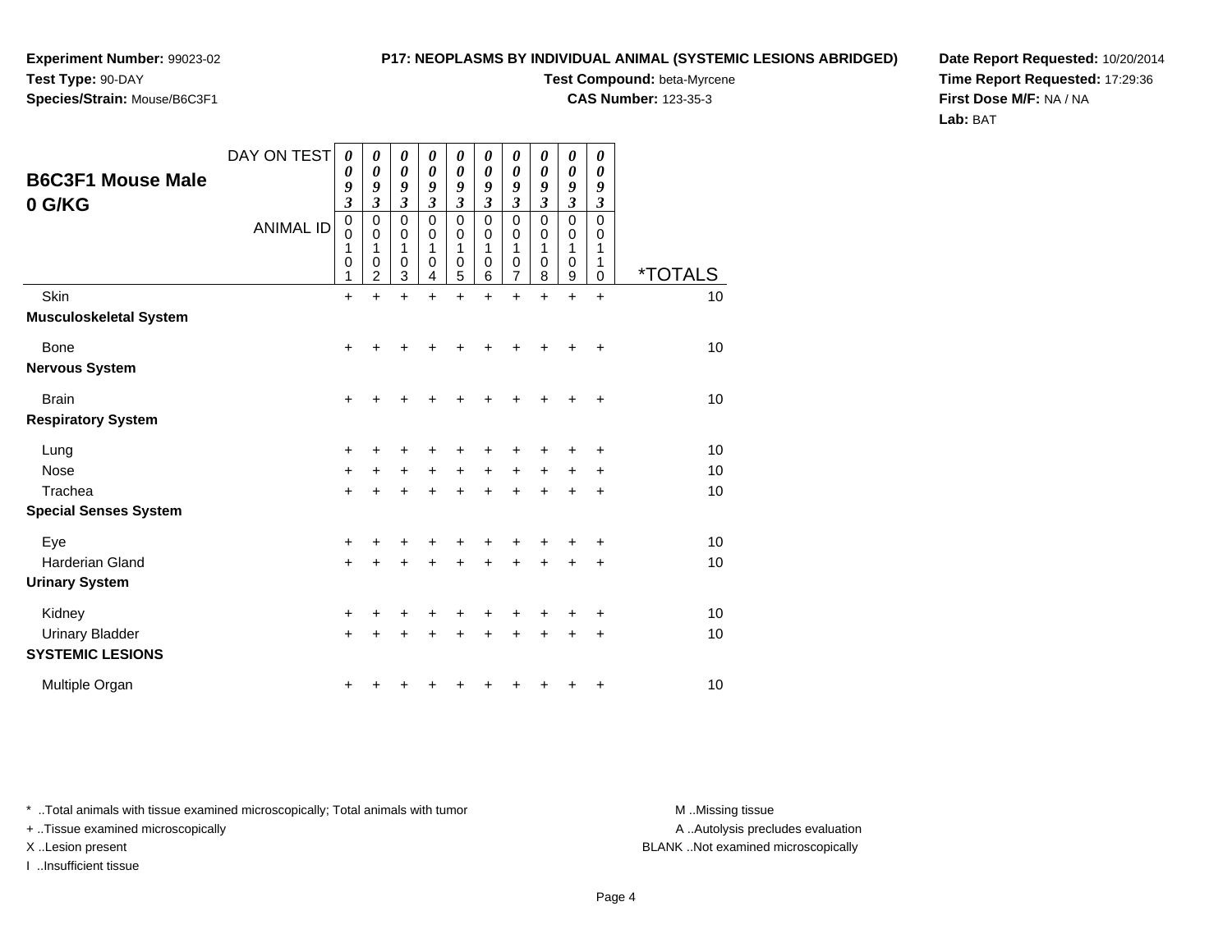**Experiment Number:** 99023-02
**Test Type:** 90-DAY
**Species/Strain:** Mouse/B6C3F1

**P17: NEOPLASMS BY INDIVIDUAL ANIMAL (SYSTEMIC LESIONS ABRIDGED)**
**Test Compound:** beta-Myrcene
**CAS Number:** 123-35-3

**Date Report Requested:** 10/20/2014
**Time Report Requested:** 17:29:36
**First Dose M/F:** NA / NA
**Lab:** BAT

## B6C3F1 Mouse Male
## 0 G/KG

| DAY ON TEST | 0093 | 0093 | 0093 | 0093 | 0093 | 0093 | 0093 | 0093 | 0093 | 0093 | |
|---|---|---|---|---|---|---|---|---|---|---|---|
| ANIMAL ID | 00101 | 00102 | 00103 | 00104 | 00105 | 00106 | 00107 | 00108 | 00109 | 00110 | *TOTALS |
| Skin | + | + | + | + | + | + | + | + | + | + | 10 |
| **Musculoskeletal System** | | | | | | | | | | | |
| Bone | + | + | + | + | + | + | + | + | + | + | 10 |
| **Nervous System** | | | | | | | | | | | |
| Brain | + | + | + | + | + | + | + | + | + | + | 10 |
| **Respiratory System** | | | | | | | | | | | |
| Lung | + | + | + | + | + | + | + | + | + | + | 10 |
| Nose | + | + | + | + | + | + | + | + | + | + | 10 |
| Trachea | + | + | + | + | + | + | + | + | + | + | 10 |
| **Special Senses System** | | | | | | | | | | | |
| Eye | + | + | + | + | + | + | + | + | + | + | 10 |
| Harderian Gland | + | + | + | + | + | + | + | + | + | + | 10 |
| **Urinary System** | | | | | | | | | | | |
| Kidney | + | + | + | + | + | + | + | + | + | + | 10 |
| Urinary Bladder | + | + | + | + | + | + | + | + | + | + | 10 |
| **SYSTEMIC LESIONS** | | | | | | | | | | | |
| Multiple Organ | + | + | + | + | + | + | + | + | + | + | 10 |

* ..Total animals with tissue examined microscopically; Total animals with tumor
+ ..Tissue examined microscopically
X ..Lesion present
I ..Insufficient tissue

M ..Missing tissue
A ..Autolysis precludes evaluation
BLANK ..Not examined microscopically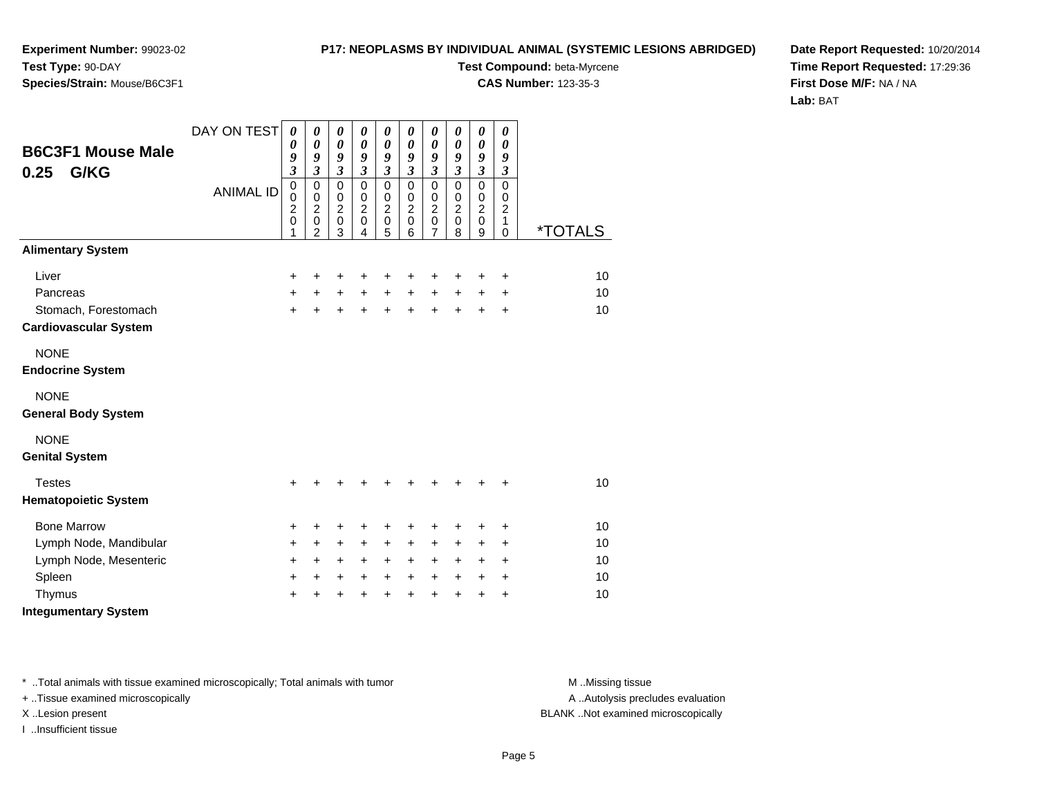**Experiment Number:** 99023-02
**Test Type:** 90-DAY
**Species/Strain:** Mouse/B6C3F1

**P17: NEOPLASMS BY INDIVIDUAL ANIMAL (SYSTEMIC LESIONS ABRIDGED)**
**Test Compound:** beta-Myrcene
**CAS Number:** 123-35-3

**Date Report Requested:** 10/20/2014
**Time Report Requested:** 17:29:36
**First Dose M/F:** NA / NA
**Lab:** BAT

## B6C3F1 Mouse Male 0.25 G/KG

| DAY ON TEST | 0093 | 0093 | 0093 | 0093 | 0093 | 0093 | 0093 | 0093 | 0093 | 0093 | |
|---|---|---|---|---|---|---|---|---|---|---|---|
| ANIMAL ID | 00201 | 00202 | 00203 | 00204 | 00205 | 00206 | 00207 | 00208 | 00209 | 00210 | *TOTALS |
| **Alimentary System** | | | | | | | | | | | |
| Liver | + | + | + | + | + | + | + | + | + | + | 10 |
| Pancreas | + | + | + | + | + | + | + | + | + | + | 10 |
| Stomach, Forestomach | + | + | + | + | + | + | + | + | + | + | 10 |
| **Cardiovascular System** | | | | | | | | | | | |
| NONE | | | | | | | | | | | |
| **Endocrine System** | | | | | | | | | | | |
| NONE | | | | | | | | | | | |
| **General Body System** | | | | | | | | | | | |
| NONE | | | | | | | | | | | |
| **Genital System** | | | | | | | | | | | |
| Testes | + | + | + | + | + | + | + | + | + | + | 10 |
| **Hematopoietic System** | | | | | | | | | | | |
| Bone Marrow | + | + | + | + | + | + | + | + | + | + | 10 |
| Lymph Node, Mandibular | + | + | + | + | + | + | + | + | + | + | 10 |
| Lymph Node, Mesenteric | + | + | + | + | + | + | + | + | + | + | 10 |
| Spleen | + | + | + | + | + | + | + | + | + | + | 10 |
| Thymus | + | + | + | + | + | + | + | + | + | + | 10 |
| **Integumentary System** | | | | | | | | | | | |

* ..Total animals with tissue examined microscopically; Total animals with tumor
+ ..Tissue examined microscopically
X ..Lesion present
I ..Insufficient tissue

M ..Missing tissue
A ..Autolysis precludes evaluation
BLANK ..Not examined microscopically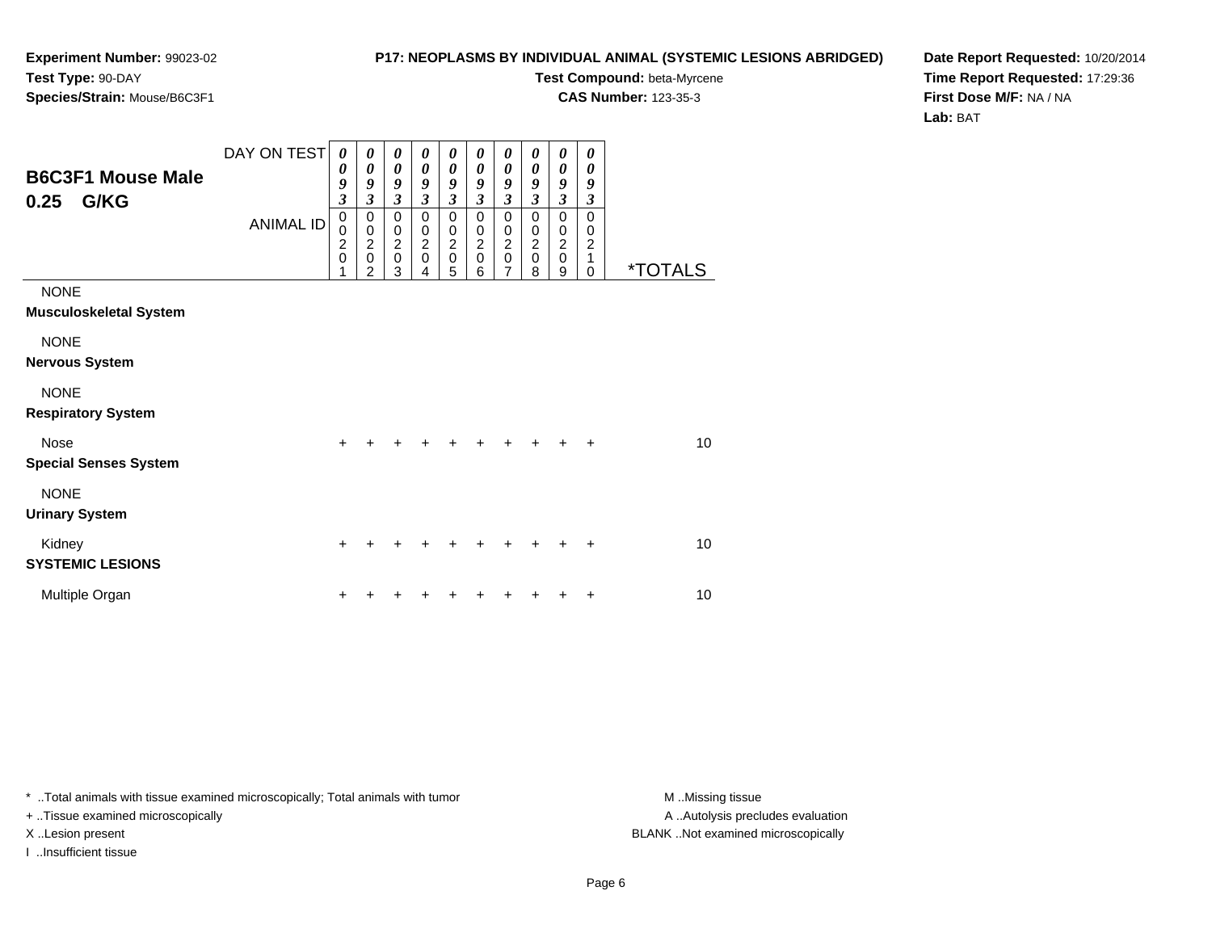**Experiment Number:** 99023-02
**Test Type:** 90-DAY
**Species/Strain:** Mouse/B6C3F1

**P17: NEOPLASMS BY INDIVIDUAL ANIMAL (SYSTEMIC LESIONS ABRIDGED)**
**Test Compound:** beta-Myrcene
**CAS Number:** 123-35-3

**Date Report Requested:** 10/20/2014
**Time Report Requested:** 17:29:36
**First Dose M/F:** NA / NA
**Lab:** BAT

## B6C3F1 Mouse Male 0.25 G/KG

| DAY ON TEST | 0093 | 0093 | 0093 | 0093 | 0093 | 0093 | 0093 | 0093 | 0093 | 0093 | |
|---|---|---|---|---|---|---|---|---|---|---|---|
| ANIMAL ID | 00201 | 00202 | 00203 | 00204 | 00205 | 00206 | 00207 | 00208 | 00209 | 00210 | *TOTALS |
| NONE | | | | | | | | | | | |
| **Musculoskeletal System** | | | | | | | | | | | |
| NONE | | | | | | | | | | | |
| **Nervous System** | | | | | | | | | | | |
| NONE | | | | | | | | | | | |
| **Respiratory System** | | | | | | | | | | | |
| Nose | + | + | + | + | + | + | + | + | + | + | 10 |
| **Special Senses System** | | | | | | | | | | | |
| NONE | | | | | | | | | | | |
| **Urinary System** | | | | | | | | | | | |
| Kidney | + | + | + | + | + | + | + | + | + | + | 10 |
| **SYSTEMIC LESIONS** | | | | | | | | | | | |
| Multiple Organ | + | + | + | + | + | + | + | + | + | + | 10 |

\* ..Total animals with tissue examined microscopically; Total animals with tumor
+ ..Tissue examined microscopically
X ..Lesion present
I ..Insufficient tissue

M ..Missing tissue
A ..Autolysis precludes evaluation
BLANK ..Not examined microscopically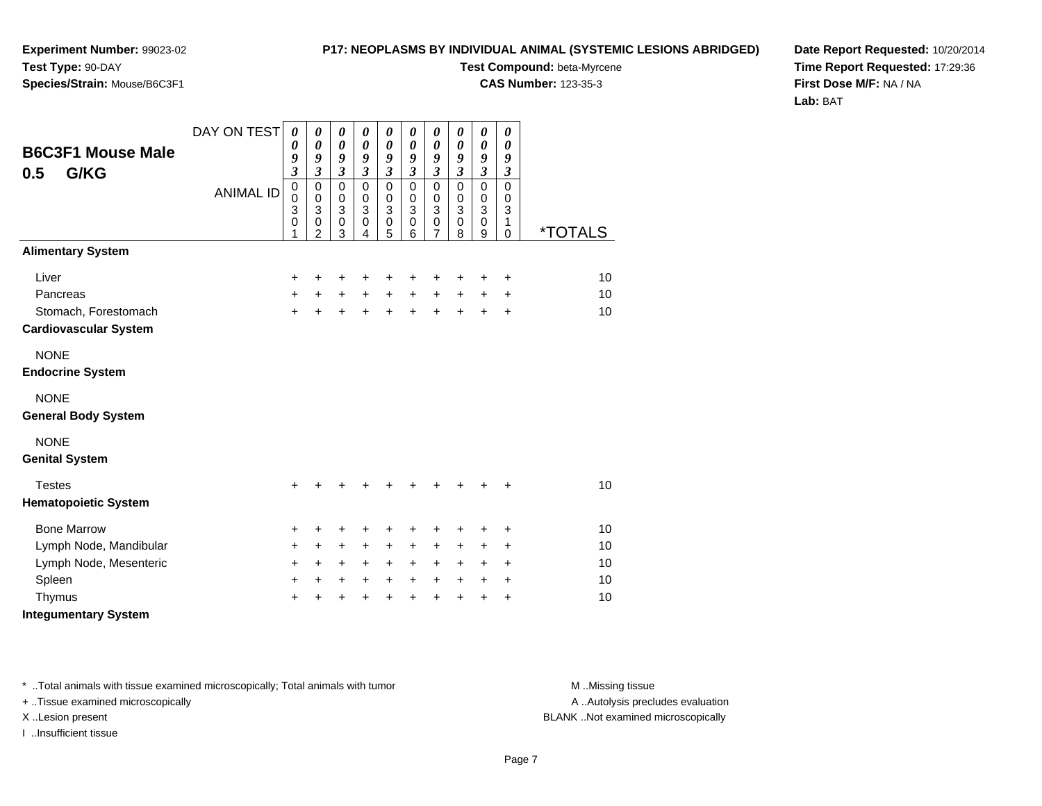**Experiment Number:** 99023-02
**Test Type:** 90-DAY
**Species/Strain:** Mouse/B6C3F1

**P17: NEOPLASMS BY INDIVIDUAL ANIMAL (SYSTEMIC LESIONS ABRIDGED)**
**Test Compound:** beta-Myrcene
**CAS Number:** 123-35-3

**Date Report Requested:** 10/20/2014
**Time Report Requested:** 17:29:36
**First Dose M/F:** NA / NA
**Lab:** BAT

## B6C3F1 Mouse Male 0.5 G/KG

| DAY ON TEST | 0093 | 0093 | 0093 | 0093 | 0093 | 0093 | 0093 | 0093 | 0093 | 0093 | |
|---|---|---|---|---|---|---|---|---|---|---|---|
| ANIMAL ID | 00301 | 00302 | 00303 | 00304 | 00305 | 00306 | 00307 | 00308 | 00309 | 00310 | *TOTALS |
| **Alimentary System** | | | | | | | | | | | |
| Liver | + | + | + | + | + | + | + | + | + | + | 10 |
| Pancreas | + | + | + | + | + | + | + | + | + | + | 10 |
| Stomach, Forestomach | + | + | + | + | + | + | + | + | + | + | 10 |
| **Cardiovascular System** | | | | | | | | | | | |
| NONE | | | | | | | | | | | |
| **Endocrine System** | | | | | | | | | | | |
| NONE | | | | | | | | | | | |
| **General Body System** | | | | | | | | | | | |
| NONE | | | | | | | | | | | |
| **Genital System** | | | | | | | | | | | |
| Testes | + | + | + | + | + | + | + | + | + | + | 10 |
| **Hematopoietic System** | | | | | | | | | | | |
| Bone Marrow | + | + | + | + | + | + | + | + | + | + | 10 |
| Lymph Node, Mandibular | + | + | + | + | + | + | + | + | + | + | 10 |
| Lymph Node, Mesenteric | + | + | + | + | + | + | + | + | + | + | 10 |
| Spleen | + | + | + | + | + | + | + | + | + | + | 10 |
| Thymus | + | + | + | + | + | + | + | + | + | + | 10 |
| **Integumentary System** | | | | | | | | | | | |

* ..Total animals with tissue examined microscopically; Total animals with tumor
+ ..Tissue examined microscopically
X ..Lesion present
I ..Insufficient tissue

M ..Missing tissue
A ..Autolysis precludes evaluation
BLANK ..Not examined microscopically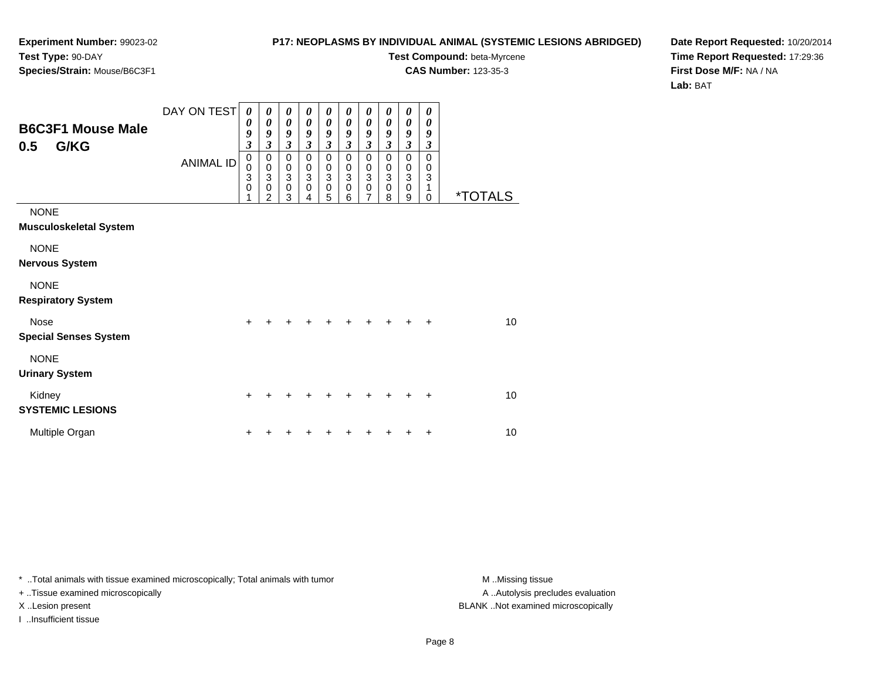**Experiment Number:** 99023-02
**Test Type:** 90-DAY
**Species/Strain:** Mouse/B6C3F1

**P17: NEOPLASMS BY INDIVIDUAL ANIMAL (SYSTEMIC LESIONS ABRIDGED)**
**Test Compound:** beta-Myrcene
**CAS Number:** 123-35-3

**Date Report Requested:** 10/20/2014
**Time Report Requested:** 17:29:36
**First Dose M/F:** NA / NA
**Lab:** BAT

## B6C3F1 Mouse Male 0.5 G/KG

| | | | | | | | | | | | |
|---|---|---|---|---|---|---|---|---|---|---|---|
| DAY ON TEST | 0093 | 0093 | 0093 | 0093 | 0093 | 0093 | 0093 | 0093 | 0093 | 0093 | |
| ANIMAL ID | 00301 | 00302 | 00303 | 00304 | 00305 | 00306 | 00307 | 00308 | 00309 | 00310 | *TOTALS |
| NONE | | | | | | | | | | | |
| **Musculoskeletal System** | | | | | | | | | | | |
| NONE | | | | | | | | | | | |
| **Nervous System** | | | | | | | | | | | |
| NONE | | | | | | | | | | | |
| **Respiratory System** | | | | | | | | | | | |
| Nose | + | + | + | + | + | + | + | + | + | + | 10 |
| **Special Senses System** | | | | | | | | | | | |
| NONE | | | | | | | | | | | |
| **Urinary System** | | | | | | | | | | | |
| Kidney | + | + | + | + | + | + | + | + | + | + | 10 |
| **SYSTEMIC LESIONS** | | | | | | | | | | | |
| Multiple Organ | + | + | + | + | + | + | + | + | + | + | 10 |

* ..Total animals with tissue examined microscopically; Total animals with tumor
+ ..Tissue examined microscopically
X ..Lesion present
I ..Insufficient tissue

M ..Missing tissue
A ..Autolysis precludes evaluation
BLANK ..Not examined microscopically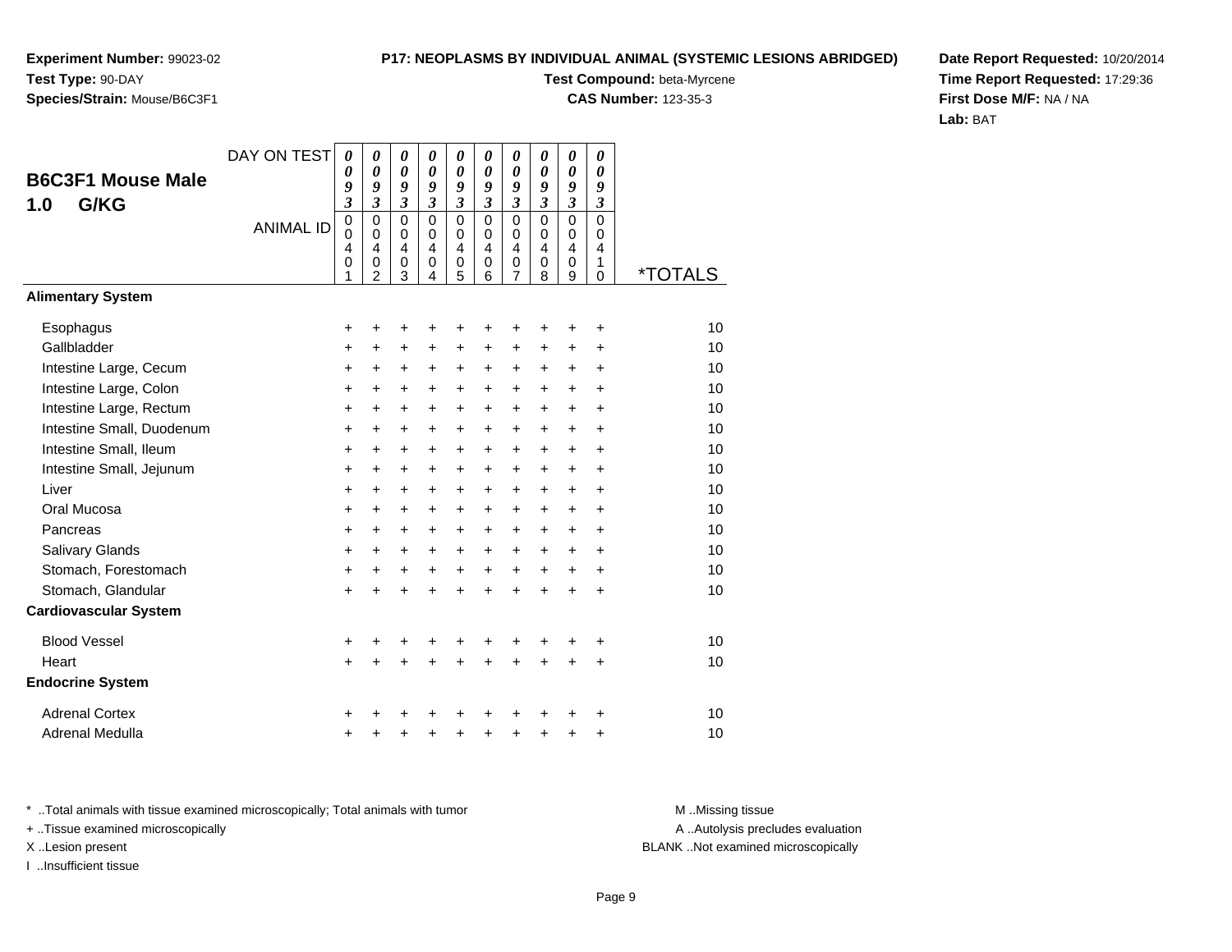**Experiment Number:** 99023-02
**Test Type:** 90-DAY
**Species/Strain:** Mouse/B6C3F1

**P17: NEOPLASMS BY INDIVIDUAL ANIMAL (SYSTEMIC LESIONS ABRIDGED)**
**Test Compound:** beta-Myrcene
**CAS Number:** 123-35-3

**Date Report Requested:** 10/20/2014
**Time Report Requested:** 17:29:36
**First Dose M/F:** NA / NA
**Lab:** BAT

## B6C3F1 Mouse Male 1.0 G/KG

| DAY ON TEST | 0093 | 0093 | 0093 | 0093 | 0093 | 0093 | 0093 | 0093 | 0093 | 0093 | |
|---|---|---|---|---|---|---|---|---|---|---|---|
| ANIMAL ID | 00401 | 00402 | 00403 | 00404 | 00405 | 00406 | 00407 | 00408 | 00409 | 00410 | *TOTALS |
| **Alimentary System** | | | | | | | | | | | |
| Esophagus | + | + | + | + | + | + | + | + | + | + | 10 |
| Gallbladder | + | + | + | + | + | + | + | + | + | + | 10 |
| Intestine Large, Cecum | + | + | + | + | + | + | + | + | + | + | 10 |
| Intestine Large, Colon | + | + | + | + | + | + | + | + | + | + | 10 |
| Intestine Large, Rectum | + | + | + | + | + | + | + | + | + | + | 10 |
| Intestine Small, Duodenum | + | + | + | + | + | + | + | + | + | + | 10 |
| Intestine Small, Ileum | + | + | + | + | + | + | + | + | + | + | 10 |
| Intestine Small, Jejunum | + | + | + | + | + | + | + | + | + | + | 10 |
| Liver | + | + | + | + | + | + | + | + | + | + | 10 |
| Oral Mucosa | + | + | + | + | + | + | + | + | + | + | 10 |
| Pancreas | + | + | + | + | + | + | + | + | + | + | 10 |
| Salivary Glands | + | + | + | + | + | + | + | + | + | + | 10 |
| Stomach, Forestomach | + | + | + | + | + | + | + | + | + | + | 10 |
| Stomach, Glandular | + | + | + | + | + | + | + | + | + | + | 10 |
| **Cardiovascular System** | | | | | | | | | | | |
| Blood Vessel | + | + | + | + | + | + | + | + | + | + | 10 |
| Heart | + | + | + | + | + | + | + | + | + | + | 10 |
| **Endocrine System** | | | | | | | | | | | |
| Adrenal Cortex | + | + | + | + | + | + | + | + | + | + | 10 |
| Adrenal Medulla | + | + | + | + | + | + | + | + | + | + | 10 |

* ..Total animals with tissue examined microscopically; Total animals with tumor
+ ..Tissue examined microscopically
X ..Lesion present
I ..Insufficient tissue

M ..Missing tissue
A ..Autolysis precludes evaluation
BLANK ..Not examined microscopically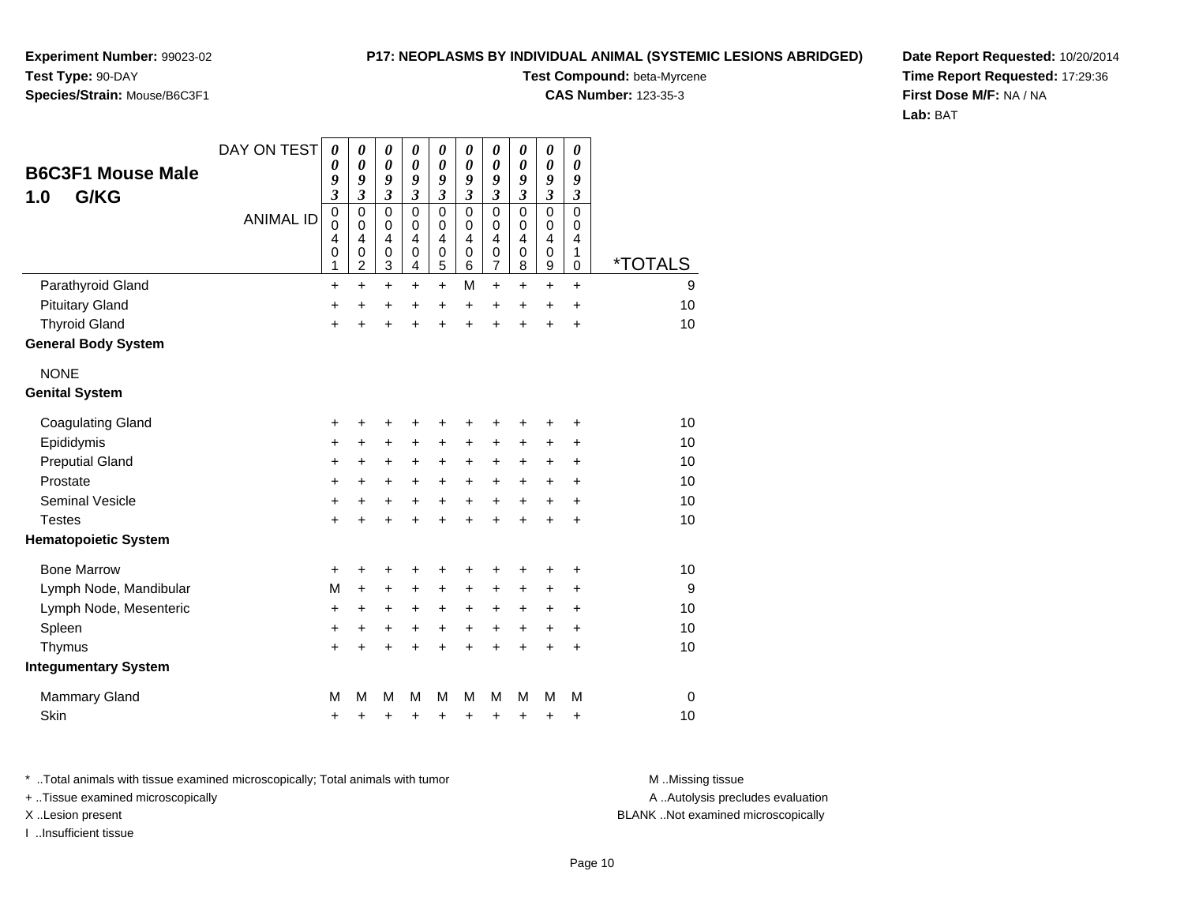**Experiment Number:** 99023-02
**Test Type:** 90-DAY
**Species/Strain:** Mouse/B6C3F1

**P17: NEOPLASMS BY INDIVIDUAL ANIMAL (SYSTEMIC LESIONS ABRIDGED)**
**Test Compound:** beta-Myrcene
**CAS Number:** 123-35-3

**Date Report Requested:** 10/20/2014
**Time Report Requested:** 17:29:36
**First Dose M/F:** NA / NA
**Lab:** BAT

## B6C3F1 Mouse Male 1.0 G/KG

| DAY ON TEST | 0093 | 0093 | 0093 | 0093 | 0093 | 0093 | 0093 | 0093 | 0093 | 0093 | |
|---|---|---|---|---|---|---|---|---|---|---|---|
| ANIMAL ID | 00401 | 00402 | 00403 | 00404 | 00405 | 00406 | 00407 | 00408 | 00409 | 00410 | *TOTALS |
| Parathyroid Gland | + | + | + | + | + | M | + | + | + | + | 9 |
| Pituitary Gland | + | + | + | + | + | + | + | + | + | + | 10 |
| Thyroid Gland | + | + | + | + | + | + | + | + | + | + | 10 |
| **General Body System** | | | | | | | | | | | |
| NONE | | | | | | | | | | | |
| **Genital System** | | | | | | | | | | | |
| Coagulating Gland | + | + | + | + | + | + | + | + | + | + | 10 |
| Epididymis | + | + | + | + | + | + | + | + | + | + | 10 |
| Preputial Gland | + | + | + | + | + | + | + | + | + | + | 10 |
| Prostate | + | + | + | + | + | + | + | + | + | + | 10 |
| Seminal Vesicle | + | + | + | + | + | + | + | + | + | + | 10 |
| Testes | + | + | + | + | + | + | + | + | + | + | 10 |
| **Hematopoietic System** | | | | | | | | | | | |
| Bone Marrow | + | + | + | + | + | + | + | + | + | + | 10 |
| Lymph Node, Mandibular | M | + | + | + | + | + | + | + | + | + | 9 |
| Lymph Node, Mesenteric | + | + | + | + | + | + | + | + | + | + | 10 |
| Spleen | + | + | + | + | + | + | + | + | + | + | 10 |
| Thymus | + | + | + | + | + | + | + | + | + | + | 10 |
| **Integumentary System** | | | | | | | | | | | |
| Mammary Gland | M | M | M | M | M | M | M | M | M | M | 0 |
| Skin | + | + | + | + | + | + | + | + | + | + | 10 |

* ..Total animals with tissue examined microscopically; Total animals with tumor
+ ..Tissue examined microscopically
X ..Lesion present
I ..Insufficient tissue

M ..Missing tissue
A ..Autolysis precludes evaluation
BLANK ..Not examined microscopically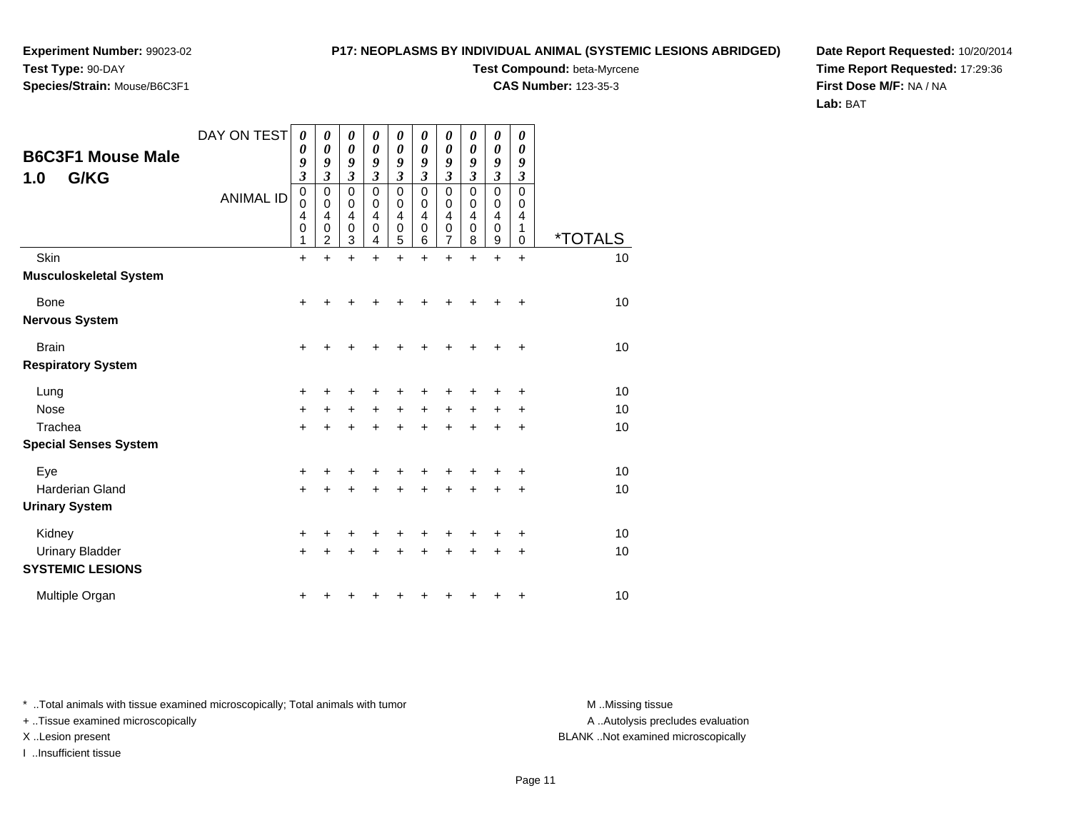**Experiment Number:** 99023-02
**Test Type:** 90-DAY
**Species/Strain:** Mouse/B6C3F1

**P17: NEOPLASMS BY INDIVIDUAL ANIMAL (SYSTEMIC LESIONS ABRIDGED)**
**Test Compound:** beta-Myrcene
**CAS Number:** 123-35-3

**Date Report Requested:** 10/20/2014
**Time Report Requested:** 17:29:36
**First Dose M/F:** NA / NA
**Lab:** BAT

## B6C3F1 Mouse Male
## 1.0 G/KG

| DAY ON TEST | 0093 | 0093 | 0093 | 0093 | 0093 | 0093 | 0093 | 0093 | 0093 | 0093 | |
|---|---|---|---|---|---|---|---|---|---|---|---|
| ANIMAL ID | 00401 | 00402 | 00403 | 00404 | 00405 | 00406 | 00407 | 00408 | 00409 | 00410 | *TOTALS |
| Skin | + | + | + | + | + | + | + | + | + | + | 10 |
| **Musculoskeletal System** | | | | | | | | | | | |
| Bone | + | + | + | + | + | + | + | + | + | + | 10 |
| **Nervous System** | | | | | | | | | | | |
| Brain | + | + | + | + | + | + | + | + | + | + | 10 |
| **Respiratory System** | | | | | | | | | | | |
| Lung | + | + | + | + | + | + | + | + | + | + | 10 |
| Nose | + | + | + | + | + | + | + | + | + | + | 10 |
| Trachea | + | + | + | + | + | + | + | + | + | + | 10 |
| **Special Senses System** | | | | | | | | | | | |
| Eye | + | + | + | + | + | + | + | + | + | + | 10 |
| Harderian Gland | + | + | + | + | + | + | + | + | + | + | 10 |
| **Urinary System** | | | | | | | | | | | |
| Kidney | + | + | + | + | + | + | + | + | + | + | 10 |
| Urinary Bladder | + | + | + | + | + | + | + | + | + | + | 10 |
| **SYSTEMIC LESIONS** | | | | | | | | | | | |
| Multiple Organ | + | + | + | + | + | + | + | + | + | + | 10 |

* ..Total animals with tissue examined microscopically; Total animals with tumor
+ ..Tissue examined microscopically
X ..Lesion present
I ..Insufficient tissue

M ..Missing tissue
A ..Autolysis precludes evaluation
BLANK ..Not examined microscopically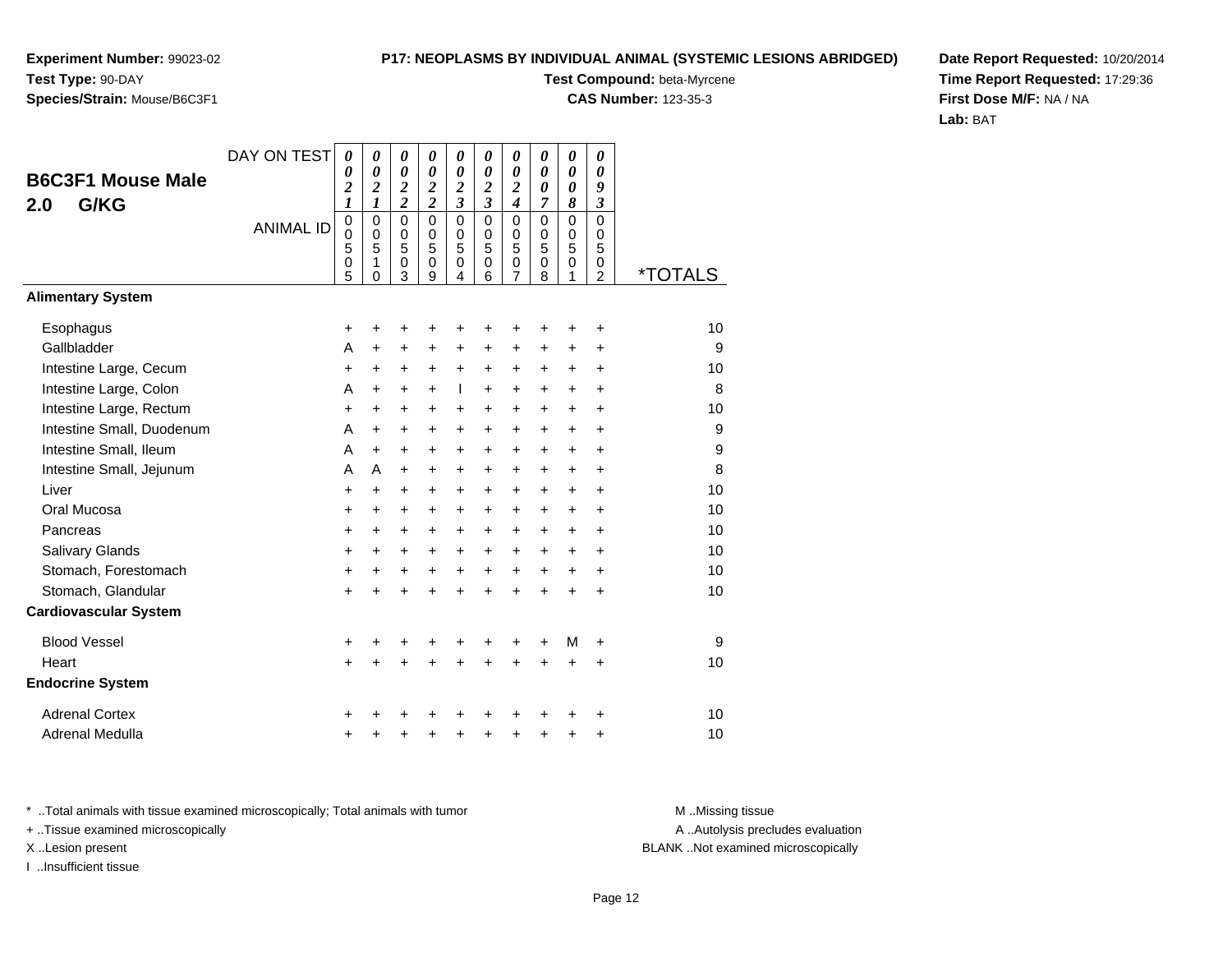**Experiment Number:** 99023-02
**Test Type:** 90-DAY
**Species/Strain:** Mouse/B6C3F1

**P17: NEOPLASMS BY INDIVIDUAL ANIMAL (SYSTEMIC LESIONS ABRIDGED)**
**Test Compound:** beta-Myrcene
**CAS Number:** 123-35-3

**Date Report Requested:** 10/20/2014
**Time Report Requested:** 17:29:36
**First Dose M/F:** NA / NA
**Lab:** BAT

## B6C3F1 Mouse Male 2.0 G/KG

| DAY ON TEST | 0021 | 0021 | 0022 | 0022 | 0023 | 0023 | 0024 | 0007 | 0008 | 0093 | |
|---|---|---|---|---|---|---|---|---|---|---|---|
| ANIMAL ID | 00505 | 00510 | 00503 | 00509 | 00504 | 00506 | 00507 | 00508 | 00501 | 00502 | *TOTALS |
| **Alimentary System** | | | | | | | | | | | |
| Esophagus | + | + | + | + | + | + | + | + | + | + | 10 |
| Gallbladder | A | + | + | + | + | + | + | + | + | + | 9 |
| Intestine Large, Cecum | + | + | + | + | + | + | + | + | + | + | 10 |
| Intestine Large, Colon | A | + | + | + | I | + | + | + | + | + | 8 |
| Intestine Large, Rectum | + | + | + | + | + | + | + | + | + | + | 10 |
| Intestine Small, Duodenum | A | + | + | + | + | + | + | + | + | + | 9 |
| Intestine Small, Ileum | A | + | + | + | + | + | + | + | + | + | 9 |
| Intestine Small, Jejunum | A | A | + | + | + | + | + | + | + | + | 8 |
| Liver | + | + | + | + | + | + | + | + | + | + | 10 |
| Oral Mucosa | + | + | + | + | + | + | + | + | + | + | 10 |
| Pancreas | + | + | + | + | + | + | + | + | + | + | 10 |
| Salivary Glands | + | + | + | + | + | + | + | + | + | + | 10 |
| Stomach, Forestomach | + | + | + | + | + | + | + | + | + | + | 10 |
| Stomach, Glandular | + | + | + | + | + | + | + | + | + | + | 10 |
| **Cardiovascular System** | | | | | | | | | | | |
| Blood Vessel | + | + | + | + | + | + | + | + | M | + | 9 |
| Heart | + | + | + | + | + | + | + | + | + | + | 10 |
| **Endocrine System** | | | | | | | | | | | |
| Adrenal Cortex | + | + | + | + | + | + | + | + | + | + | 10 |
| Adrenal Medulla | + | + | + | + | + | + | + | + | + | + | 10 |

* ..Total animals with tissue examined microscopically; Total animals with tumor
+ ..Tissue examined microscopically
X ..Lesion present
I ..Insufficient tissue

M ..Missing tissue
A ..Autolysis precludes evaluation
BLANK ..Not examined microscopically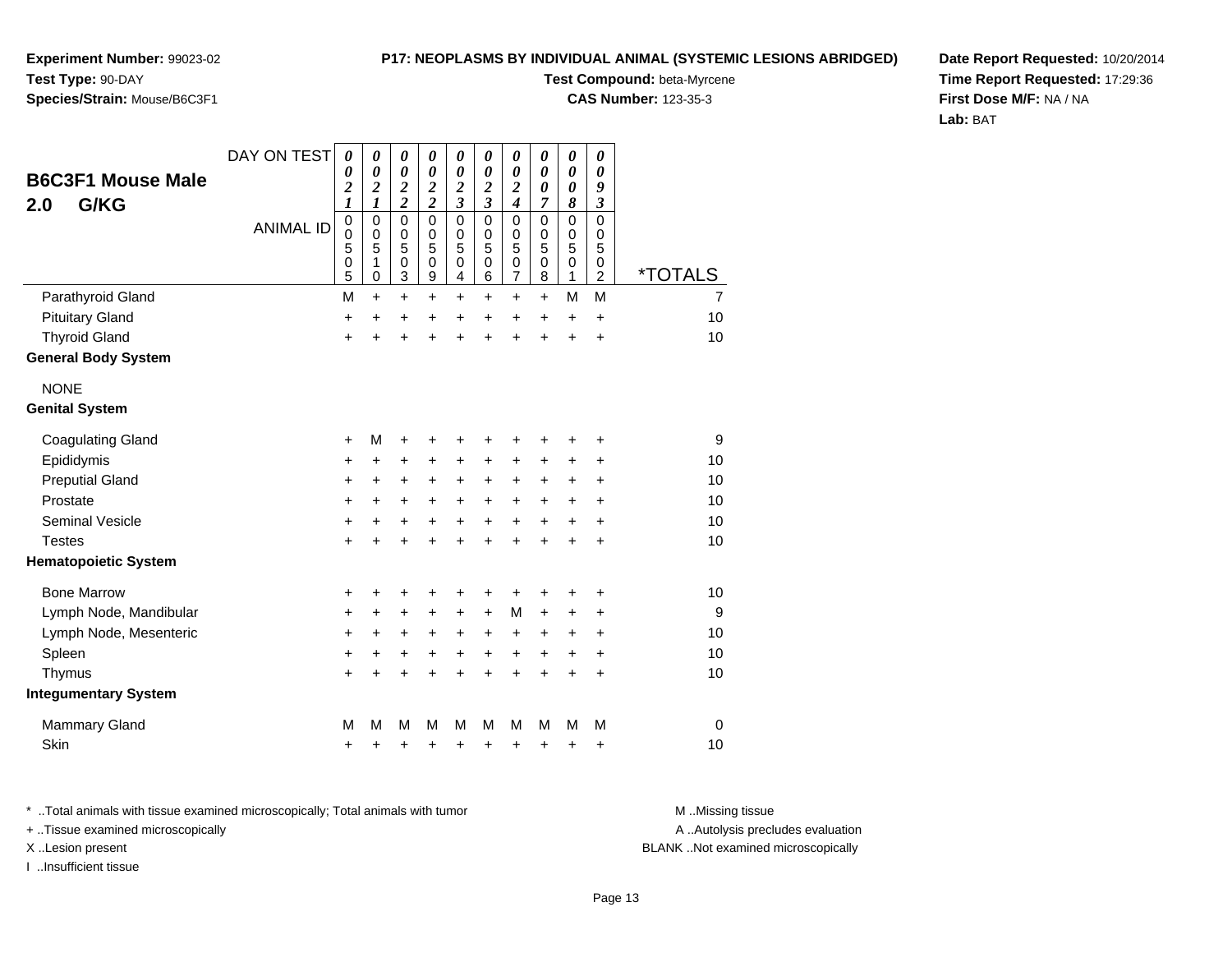**Experiment Number:** 99023-02
**Test Type:** 90-DAY
**Species/Strain:** Mouse/B6C3F1

**P17: NEOPLASMS BY INDIVIDUAL ANIMAL (SYSTEMIC LESIONS ABRIDGED)**
**Test Compound:** beta-Myrcene
**CAS Number:** 123-35-3

**Date Report Requested:** 10/20/2014
**Time Report Requested:** 17:29:36
**First Dose M/F:** NA / NA
**Lab:** BAT

## B6C3F1 Mouse Male 2.0 G/KG

| DAY ON TEST | 0021 | 0021 | 0022 | 0022 | 0023 | 0023 | 0024 | 0007 | 0008 | 0093 | |
|---|---|---|---|---|---|---|---|---|---|---|---|
| ANIMAL ID | 00505 | 00510 | 00503 | 00509 | 00504 | 00506 | 00507 | 00508 | 00501 | 00502 | *TOTALS |
| Parathyroid Gland | M | + | + | + | + | + | + | + | M | M | 7 |
| Pituitary Gland | + | + | + | + | + | + | + | + | + | + | 10 |
| Thyroid Gland | + | + | + | + | + | + | + | + | + | + | 10 |
| **General Body System** | | | | | | | | | | | |
| NONE | | | | | | | | | | | |
| **Genital System** | | | | | | | | | | | |
| Coagulating Gland | + | M | + | + | + | + | + | + | + | + | 9 |
| Epididymis | + | + | + | + | + | + | + | + | + | + | 10 |
| Preputial Gland | + | + | + | + | + | + | + | + | + | + | 10 |
| Prostate | + | + | + | + | + | + | + | + | + | + | 10 |
| Seminal Vesicle | + | + | + | + | + | + | + | + | + | + | 10 |
| Testes | + | + | + | + | + | + | + | + | + | + | 10 |
| **Hematopoietic System** | | | | | | | | | | | |
| Bone Marrow | + | + | + | + | + | + | + | + | + | + | 10 |
| Lymph Node, Mandibular | + | + | + | + | + | + | M | + | + | + | 9 |
| Lymph Node, Mesenteric | + | + | + | + | + | + | + | + | + | + | 10 |
| Spleen | + | + | + | + | + | + | + | + | + | + | 10 |
| Thymus | + | + | + | + | + | + | + | + | + | + | 10 |
| **Integumentary System** | | | | | | | | | | | |
| Mammary Gland | M | M | M | M | M | M | M | M | M | M | 0 |
| Skin | + | + | + | + | + | + | + | + | + | + | 10 |

\* ..Total animals with tissue examined microscopically; Total animals with tumor
+ ..Tissue examined microscopically
X ..Lesion present
I ..Insufficient tissue

M ..Missing tissue
A ..Autolysis precludes evaluation
BLANK ..Not examined microscopically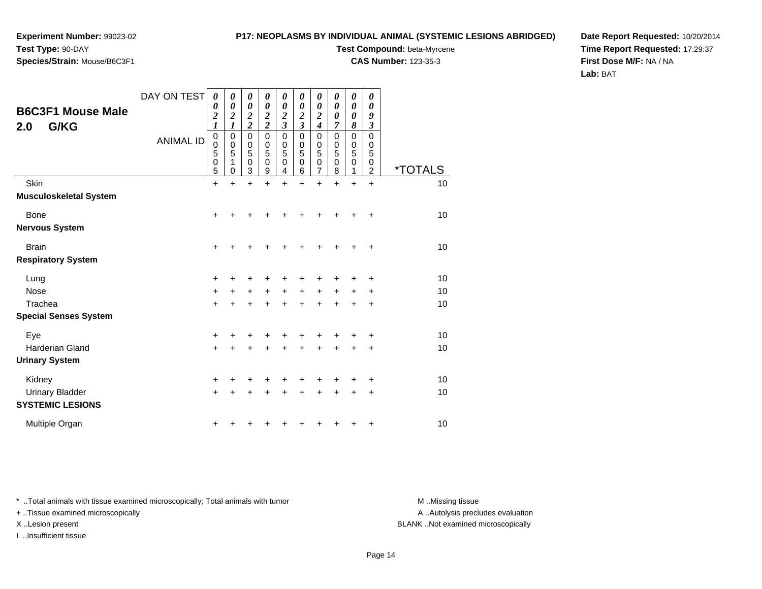**Experiment Number:** 99023-02
**Test Type:** 90-DAY
**Species/Strain:** Mouse/B6C3F1

**P17: NEOPLASMS BY INDIVIDUAL ANIMAL (SYSTEMIC LESIONS ABRIDGED)**
**Test Compound:** beta-Myrcene
**CAS Number:** 123-35-3

**Date Report Requested:** 10/20/2014
**Time Report Requested:** 17:29:37
**First Dose M/F:** NA / NA
**Lab:** BAT

## B6C3F1 Mouse Male
## 2.0 G/KG

| DAY ON TEST | 0021 | 0021 | 0022 | 0022 | 0023 | 0023 | 0024 | 0007 | 0008 | 0093 | |
|---|---|---|---|---|---|---|---|---|---|---|---|
| ANIMAL ID | 00505 | 00510 | 00503 | 00509 | 00504 | 00506 | 00507 | 00508 | 00501 | 00502 | *TOTALS |
| Skin | + | + | + | + | + | + | + | + | + | + | 10 |
| **Musculoskeletal System** | | | | | | | | | | | |
| Bone | + | + | + | + | + | + | + | + | + | + | 10 |
| **Nervous System** | | | | | | | | | | | |
| Brain | + | + | + | + | + | + | + | + | + | + | 10 |
| **Respiratory System** | | | | | | | | | | | |
| Lung | + | + | + | + | + | + | + | + | + | + | 10 |
| Nose | + | + | + | + | + | + | + | + | + | + | 10 |
| Trachea | + | + | + | + | + | + | + | + | + | + | 10 |
| **Special Senses System** | | | | | | | | | | | |
| Eye | + | + | + | + | + | + | + | + | + | + | 10 |
| Harderian Gland | + | + | + | + | + | + | + | + | + | + | 10 |
| **Urinary System** | | | | | | | | | | | |
| Kidney | + | + | + | + | + | + | + | + | + | + | 10 |
| Urinary Bladder | + | + | + | + | + | + | + | + | + | + | 10 |
| **SYSTEMIC LESIONS** | | | | | | | | | | | |
| Multiple Organ | + | + | + | + | + | + | + | + | + | + | 10 |

* ..Total animals with tissue examined microscopically; Total animals with tumor
+ ..Tissue examined microscopically
X ..Lesion present
I ..Insufficient tissue

M ..Missing tissue
A ..Autolysis precludes evaluation
BLANK ..Not examined microscopically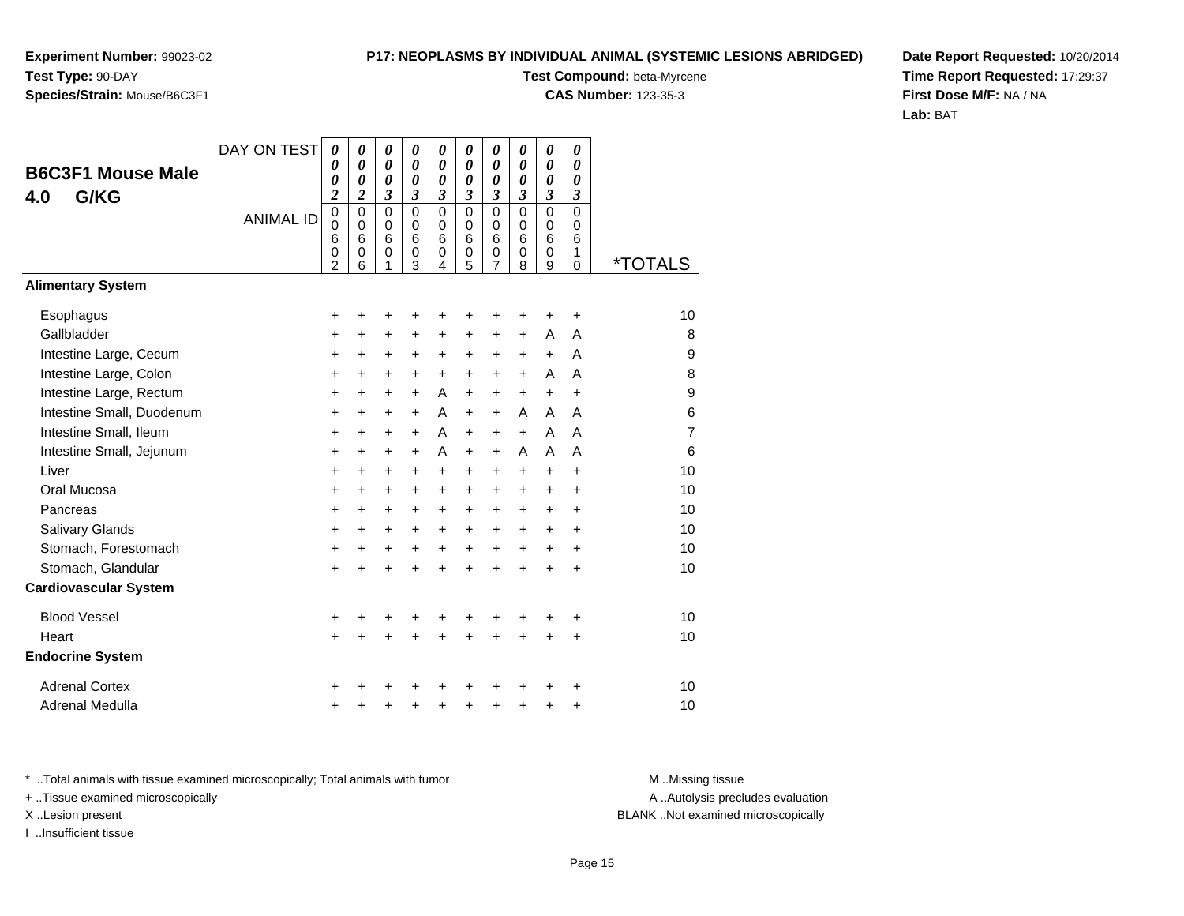**Experiment Number:** 99023-02
**Test Type:** 90-DAY
**Species/Strain:** Mouse/B6C3F1

**P17: NEOPLASMS BY INDIVIDUAL ANIMAL (SYSTEMIC LESIONS ABRIDGED)**
**Test Compound:** beta-Myrcene
**CAS Number:** 123-35-3

**Date Report Requested:** 10/20/2014
**Time Report Requested:** 17:29:37
**First Dose M/F:** NA / NA
**Lab:** BAT

## B6C3F1 Mouse Male 4.0 G/KG

| DAY ON TEST | 0002 | 0002 | 0003 | 0003 | 0003 | 0003 | 0003 | 0003 | 0003 | 0003 | |
|---|---|---|---|---|---|---|---|---|---|---|---|
| ANIMAL ID | 00602 | 00606 | 00601 | 00603 | 00604 | 00605 | 00607 | 00608 | 00609 | 00610 | *TOTALS |
| **Alimentary System** | | | | | | | | | | | |
| Esophagus | + | + | + | + | + | + | + | + | + | + | 10 |
| Gallbladder | + | + | + | + | + | + | + | + | A | A | 8 |
| Intestine Large, Cecum | + | + | + | + | + | + | + | + | + | A | 9 |
| Intestine Large, Colon | + | + | + | + | + | + | + | + | A | A | 8 |
| Intestine Large, Rectum | + | + | + | + | A | + | + | + | + | + | 9 |
| Intestine Small, Duodenum | + | + | + | + | A | + | + | A | A | A | 6 |
| Intestine Small, Ileum | + | + | + | + | A | + | + | + | A | A | 7 |
| Intestine Small, Jejunum | + | + | + | + | A | + | + | A | A | A | 6 |
| Liver | + | + | + | + | + | + | + | + | + | + | 10 |
| Oral Mucosa | + | + | + | + | + | + | + | + | + | + | 10 |
| Pancreas | + | + | + | + | + | + | + | + | + | + | 10 |
| Salivary Glands | + | + | + | + | + | + | + | + | + | + | 10 |
| Stomach, Forestomach | + | + | + | + | + | + | + | + | + | + | 10 |
| Stomach, Glandular | + | + | + | + | + | + | + | + | + | + | 10 |
| **Cardiovascular System** | | | | | | | | | | | |
| Blood Vessel | + | + | + | + | + | + | + | + | + | + | 10 |
| Heart | + | + | + | + | + | + | + | + | + | + | 10 |
| **Endocrine System** | | | | | | | | | | | |
| Adrenal Cortex | + | + | + | + | + | + | + | + | + | + | 10 |
| Adrenal Medulla | + | + | + | + | + | + | + | + | + | + | 10 |

* ..Total animals with tissue examined microscopically; Total animals with tumor
+ ..Tissue examined microscopically
X ..Lesion present
I ..Insufficient tissue

M ..Missing tissue
A ..Autolysis precludes evaluation
BLANK ..Not examined microscopically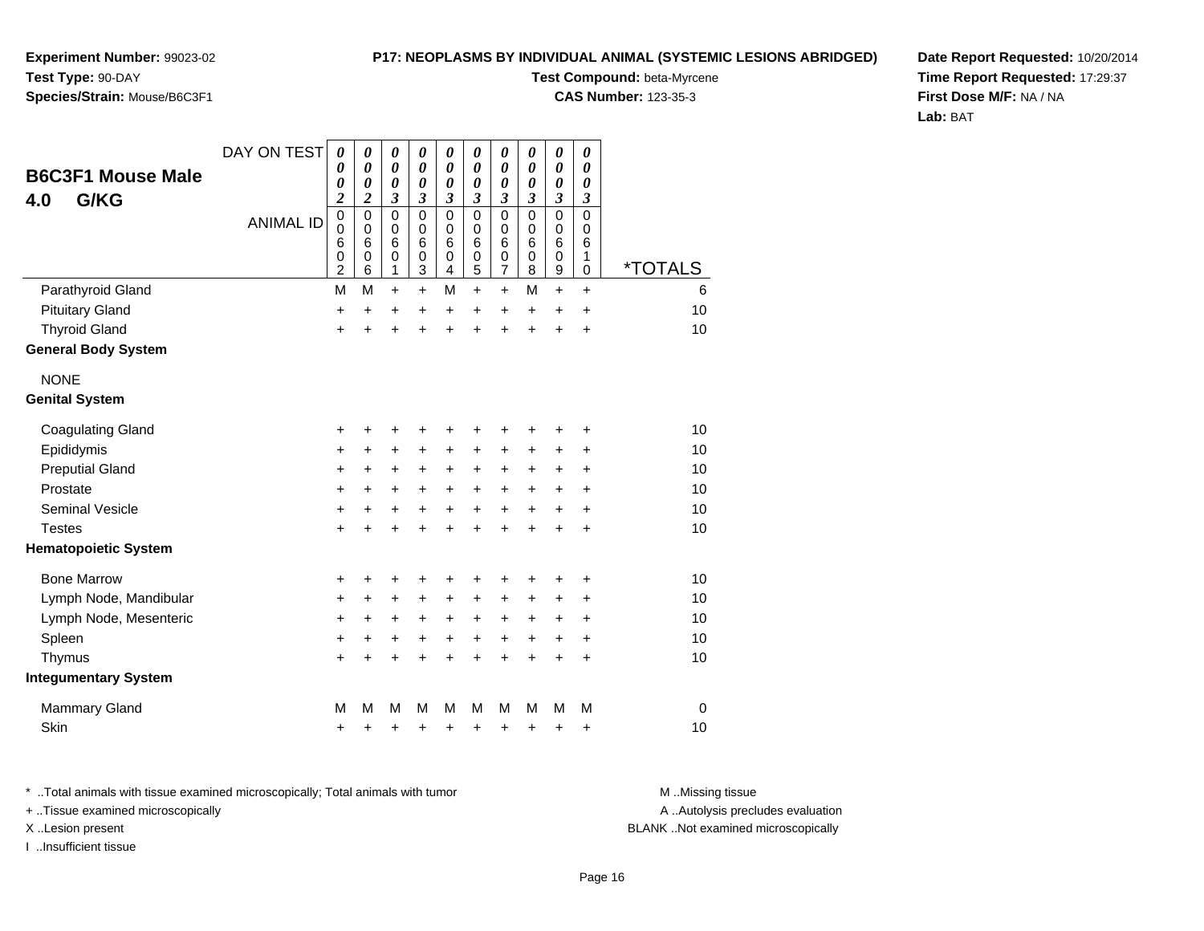**Experiment Number:** 99023-02
**Test Type:** 90-DAY
**Species/Strain:** Mouse/B6C3F1

**P17: NEOPLASMS BY INDIVIDUAL ANIMAL (SYSTEMIC LESIONS ABRIDGED)**
**Test Compound:** beta-Myrcene
**CAS Number:** 123-35-3

**Date Report Requested:** 10/20/2014
**Time Report Requested:** 17:29:37
**First Dose M/F:** NA / NA
**Lab:** BAT

## B6C3F1 Mouse Male 4.0 G/KG

| DAY ON TEST | 0002 | 0002 | 0003 | 0003 | 0003 | 0003 | 0003 | 0003 | 0003 | 0003 | |
|---|---|---|---|---|---|---|---|---|---|---|---|
| ANIMAL ID | 00602 | 00606 | 00601 | 00603 | 00604 | 00605 | 00607 | 00608 | 00609 | 00610 | *TOTALS |
| Parathyroid Gland | M | M | + | + | M | + | + | M | + | + | 6 |
| Pituitary Gland | + | + | + | + | + | + | + | + | + | + | 10 |
| Thyroid Gland | + | + | + | + | + | + | + | + | + | + | 10 |
| **General Body System** | | | | | | | | | | | |
| NONE | | | | | | | | | | | |
| **Genital System** | | | | | | | | | | | |
| Coagulating Gland | + | + | + | + | + | + | + | + | + | + | 10 |
| Epididymis | + | + | + | + | + | + | + | + | + | + | 10 |
| Preputial Gland | + | + | + | + | + | + | + | + | + | + | 10 |
| Prostate | + | + | + | + | + | + | + | + | + | + | 10 |
| Seminal Vesicle | + | + | + | + | + | + | + | + | + | + | 10 |
| Testes | + | + | + | + | + | + | + | + | + | + | 10 |
| **Hematopoietic System** | | | | | | | | | | | |
| Bone Marrow | + | + | + | + | + | + | + | + | + | + | 10 |
| Lymph Node, Mandibular | + | + | + | + | + | + | + | + | + | + | 10 |
| Lymph Node, Mesenteric | + | + | + | + | + | + | + | + | + | + | 10 |
| Spleen | + | + | + | + | + | + | + | + | + | + | 10 |
| Thymus | + | + | + | + | + | + | + | + | + | + | 10 |
| **Integumentary System** | | | | | | | | | | | |
| Mammary Gland | M | M | M | M | M | M | M | M | M | M | 0 |
| Skin | + | + | + | + | + | + | + | + | + | + | 10 |

* ..Total animals with tissue examined microscopically; Total animals with tumor
+ ..Tissue examined microscopically
X ..Lesion present
I ..Insufficient tissue

M ..Missing tissue
A ..Autolysis precludes evaluation
BLANK ..Not examined microscopically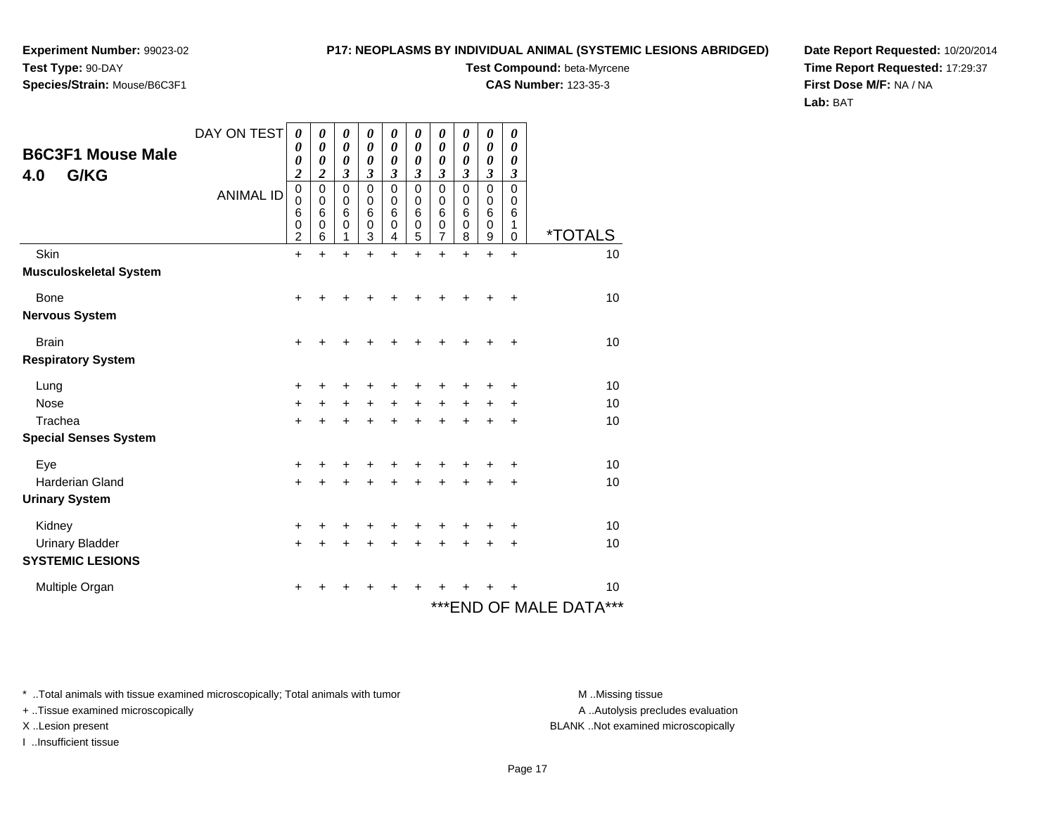**Experiment Number:** 99023-02
**Test Type:** 90-DAY
**Species/Strain:** Mouse/B6C3F1

**P17: NEOPLASMS BY INDIVIDUAL ANIMAL (SYSTEMIC LESIONS ABRIDGED)**
**Test Compound:** beta-Myrcene
**CAS Number:** 123-35-3

**Date Report Requested:** 10/20/2014
**Time Report Requested:** 17:29:37
**First Dose M/F:** NA / NA
**Lab:** BAT

## B6C3F1 Mouse Male
## 4.0 G/KG

| DAY ON TEST | 0002 | 0002 | 0003 | 0003 | 0003 | 0003 | 0003 | 0003 | 0003 | 0003 | |
|---|---|---|---|---|---|---|---|---|---|---|---|
| ANIMAL ID | 00602 | 00606 | 00601 | 00603 | 00604 | 00605 | 00607 | 00608 | 00609 | 00610 | *TOTALS |
| Skin | + | + | + | + | + | + | + | + | + | + | 10 |
| **Musculoskeletal System** | | | | | | | | | | | |
| Bone | + | + | + | + | + | + | + | + | + | + | 10 |
| **Nervous System** | | | | | | | | | | | |
| Brain | + | + | + | + | + | + | + | + | + | + | 10 |
| **Respiratory System** | | | | | | | | | | | |
| Lung | + | + | + | + | + | + | + | + | + | + | 10 |
| Nose | + | + | + | + | + | + | + | + | + | + | 10 |
| Trachea | + | + | + | + | + | + | + | + | + | + | 10 |
| **Special Senses System** | | | | | | | | | | | |
| Eye | + | + | + | + | + | + | + | + | + | + | 10 |
| Harderian Gland | + | + | + | + | + | + | + | + | + | + | 10 |
| **Urinary System** | | | | | | | | | | | |
| Kidney | + | + | + | + | + | + | + | + | + | + | 10 |
| Urinary Bladder | + | + | + | + | + | + | + | + | + | + | 10 |
| **SYSTEMIC LESIONS** | | | | | | | | | | | |
| Multiple Organ | + | + | + | + | + | + | + | + | + | + | 10 |

***END OF MALE DATA***

* ..Total animals with tissue examined microscopically; Total animals with tumor
+ ..Tissue examined microscopically
X ..Lesion present
I ..Insufficient tissue

M ..Missing tissue
A ..Autolysis precludes evaluation
BLANK ..Not examined microscopically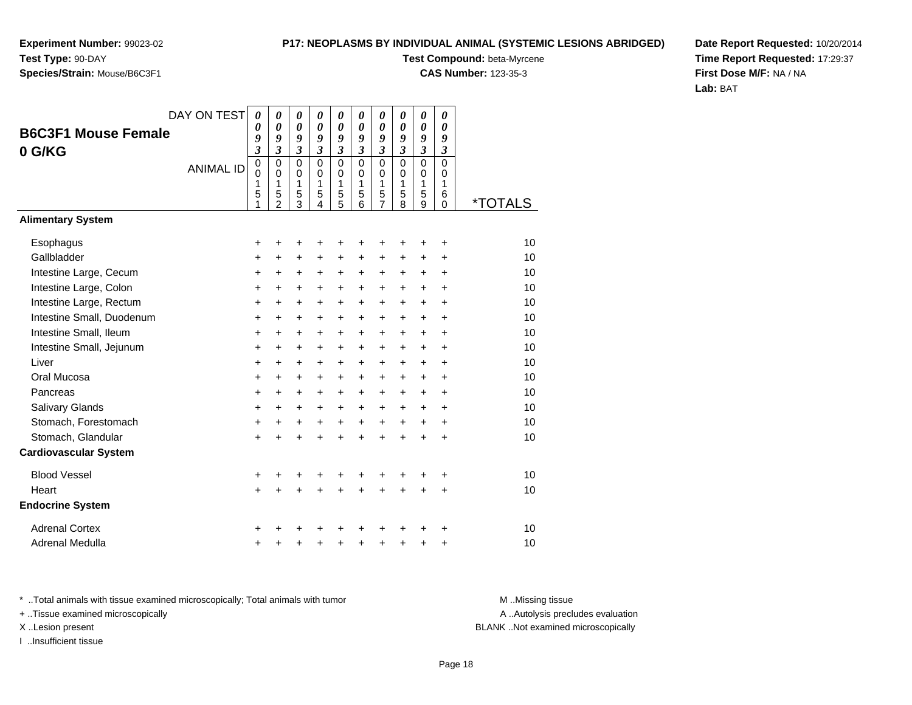**Experiment Number:** 99023-02
**Test Type:** 90-DAY
**Species/Strain:** Mouse/B6C3F1

**P17: NEOPLASMS BY INDIVIDUAL ANIMAL (SYSTEMIC LESIONS ABRIDGED)**
**Test Compound:** beta-Myrcene
**CAS Number:** 123-35-3

**Date Report Requested:** 10/20/2014
**Time Report Requested:** 17:29:37
**First Dose M/F:** NA / NA
**Lab:** BAT

## B6C3F1 Mouse Female 0 G/KG

| DAY ON TEST | 0093 | 0093 | 0093 | 0093 | 0093 | 0093 | 0093 | 0093 | 0093 | 0093 | |
|---|---|---|---|---|---|---|---|---|---|---|---|
| **ANIMAL ID** | 00151 | 00152 | 00153 | 00154 | 00155 | 00156 | 00157 | 00158 | 00159 | 00160 | ***TOTALS** |
| **Alimentary System** | | | | | | | | | | | |
| Esophagus | + | + | + | + | + | + | + | + | + | + | 10 |
| Gallbladder | + | + | + | + | + | + | + | + | + | + | 10 |
| Intestine Large, Cecum | + | + | + | + | + | + | + | + | + | + | 10 |
| Intestine Large, Colon | + | + | + | + | + | + | + | + | + | + | 10 |
| Intestine Large, Rectum | + | + | + | + | + | + | + | + | + | + | 10 |
| Intestine Small, Duodenum | + | + | + | + | + | + | + | + | + | + | 10 |
| Intestine Small, Ileum | + | + | + | + | + | + | + | + | + | + | 10 |
| Intestine Small, Jejunum | + | + | + | + | + | + | + | + | + | + | 10 |
| Liver | + | + | + | + | + | + | + | + | + | + | 10 |
| Oral Mucosa | + | + | + | + | + | + | + | + | + | + | 10 |
| Pancreas | + | + | + | + | + | + | + | + | + | + | 10 |
| Salivary Glands | + | + | + | + | + | + | + | + | + | + | 10 |
| Stomach, Forestomach | + | + | + | + | + | + | + | + | + | + | 10 |
| Stomach, Glandular | + | + | + | + | + | + | + | + | + | + | 10 |
| **Cardiovascular System** | | | | | | | | | | | |
| Blood Vessel | + | + | + | + | + | + | + | + | + | + | 10 |
| Heart | + | + | + | + | + | + | + | + | + | + | 10 |
| **Endocrine System** | | | | | | | | | | | |
| Adrenal Cortex | + | + | + | + | + | + | + | + | + | + | 10 |
| Adrenal Medulla | + | + | + | + | + | + | + | + | + | + | 10 |

* ..Total animals with tissue examined microscopically; Total animals with tumor
+ ..Tissue examined microscopically
X ..Lesion present
I ..Insufficient tissue

M ..Missing tissue
A ..Autolysis precludes evaluation
BLANK ..Not examined microscopically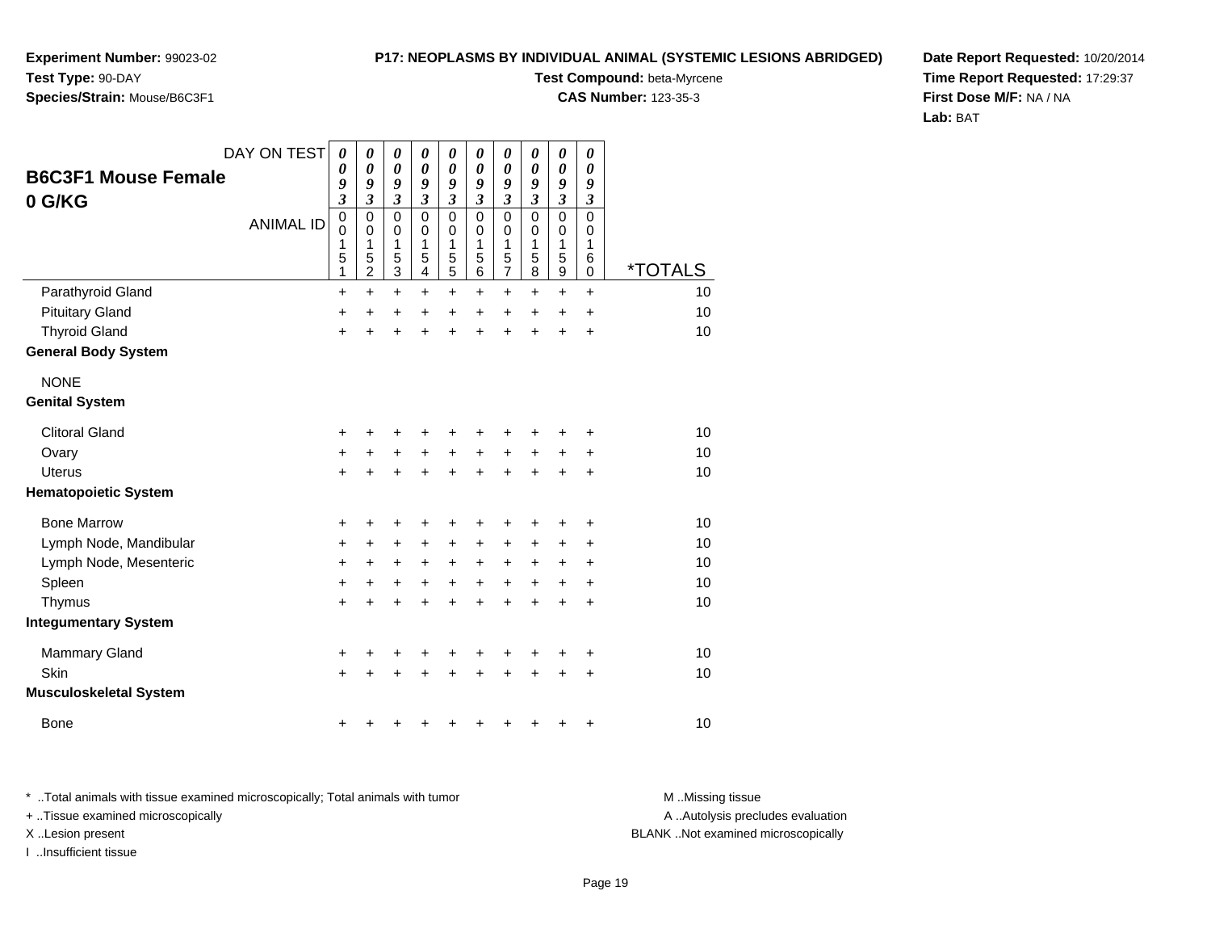**Experiment Number:** 99023-02
**Test Type:** 90-DAY
**Species/Strain:** Mouse/B6C3F1

**P17: NEOPLASMS BY INDIVIDUAL ANIMAL (SYSTEMIC LESIONS ABRIDGED)**
**Test Compound:** beta-Myrcene
**CAS Number:** 123-35-3

**Date Report Requested:** 10/20/2014
**Time Report Requested:** 17:29:37
**First Dose M/F:** NA / NA
**Lab:** BAT

## B6C3F1 Mouse Female
## 0 G/KG

| DAY ON TEST | 0093 | 0093 | 0093 | 0093 | 0093 | 0093 | 0093 | 0093 | 0093 | 0093 | |
|---|---|---|---|---|---|---|---|---|---|---|---|
| ANIMAL ID | 00151 | 00152 | 00153 | 00154 | 00155 | 00156 | 00157 | 00158 | 00159 | 00160 | *TOTALS |
| Parathyroid Gland | + | + | + | + | + | + | + | + | + | + | 10 |
| Pituitary Gland | + | + | + | + | + | + | + | + | + | + | 10 |
| Thyroid Gland | + | + | + | + | + | + | + | + | + | + | 10 |
| **General Body System** | | | | | | | | | | | |
| NONE | | | | | | | | | | | |
| **Genital System** | | | | | | | | | | | |
| Clitoral Gland | + | + | + | + | + | + | + | + | + | + | 10 |
| Ovary | + | + | + | + | + | + | + | + | + | + | 10 |
| Uterus | + | + | + | + | + | + | + | + | + | + | 10 |
| **Hematopoietic System** | | | | | | | | | | | |
| Bone Marrow | + | + | + | + | + | + | + | + | + | + | 10 |
| Lymph Node, Mandibular | + | + | + | + | + | + | + | + | + | + | 10 |
| Lymph Node, Mesenteric | + | + | + | + | + | + | + | + | + | + | 10 |
| Spleen | + | + | + | + | + | + | + | + | + | + | 10 |
| Thymus | + | + | + | + | + | + | + | + | + | + | 10 |
| **Integumentary System** | | | | | | | | | | | |
| Mammary Gland | + | + | + | + | + | + | + | + | + | + | 10 |
| Skin | + | + | + | + | + | + | + | + | + | + | 10 |
| **Musculoskeletal System** | | | | | | | | | | | |
| Bone | + | + | + | + | + | + | + | + | + | + | 10 |

* ..Total animals with tissue examined microscopically; Total animals with tumor
+ ..Tissue examined microscopically
X ..Lesion present
I ..Insufficient tissue

M ..Missing tissue
A ..Autolysis precludes evaluation
BLANK ..Not examined microscopically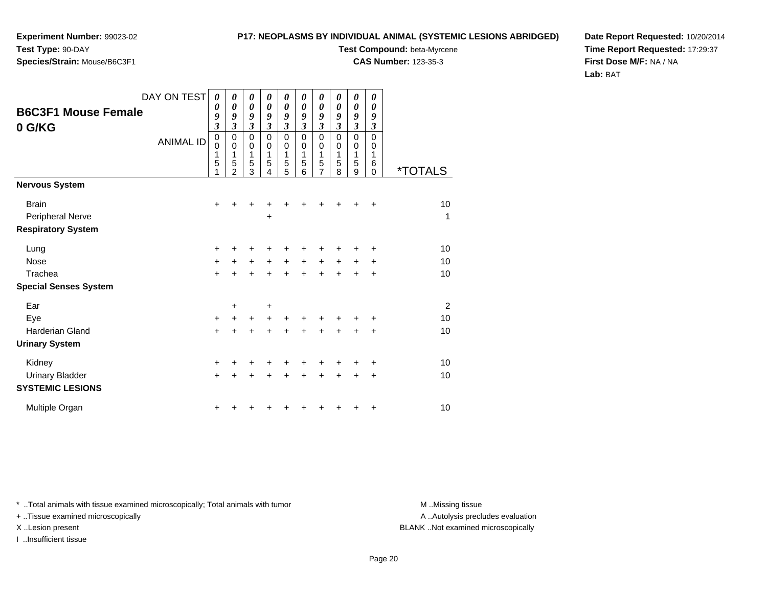**Experiment Number:** 99023-02
**Test Type:** 90-DAY
**Species/Strain:** Mouse/B6C3F1

**P17: NEOPLASMS BY INDIVIDUAL ANIMAL (SYSTEMIC LESIONS ABRIDGED)**
**Test Compound:** beta-Myrcene
**CAS Number:** 123-35-3

**Date Report Requested:** 10/20/2014
**Time Report Requested:** 17:29:37
**First Dose M/F:** NA / NA
**Lab:** BAT

## B6C3F1 Mouse Female 0 G/KG

| DAY ON TEST | 0093 | 0093 | 0093 | 0093 | 0093 | 0093 | 0093 | 0093 | 0093 | 0093 | |
|---|---|---|---|---|---|---|---|---|---|---|---|
| **ANIMAL ID** | 00151 | 00152 | 00153 | 00154 | 00155 | 00156 | 00157 | 00158 | 00159 | 00160 | ***TOTALS** |
| **Nervous System** | | | | | | | | | | | |
| Brain | + | + | + | + | + | + | + | + | + | + | 10 |
| Peripheral Nerve | | | | + | | | | | | | 1 |
| **Respiratory System** | | | | | | | | | | | |
| Lung | + | + | + | + | + | + | + | + | + | + | 10 |
| Nose | + | + | + | + | + | + | + | + | + | + | 10 |
| Trachea | + | + | + | + | + | + | + | + | + | + | 10 |
| **Special Senses System** | | | | | | | | | | | |
| Ear | | + | | + | | | | | | | 2 |
| Eye | + | + | + | + | + | + | + | + | + | + | 10 |
| Harderian Gland | + | + | + | + | + | + | + | + | + | + | 10 |
| **Urinary System** | | | | | | | | | | | |
| Kidney | + | + | + | + | + | + | + | + | + | + | 10 |
| Urinary Bladder | + | + | + | + | + | + | + | + | + | + | 10 |
| **SYSTEMIC LESIONS** | | | | | | | | | | | |
| Multiple Organ | + | + | + | + | + | + | + | + | + | + | 10 |

* ..Total animals with tissue examined microscopically; Total animals with tumor
+ ..Tissue examined microscopically
X ..Lesion present
I ..Insufficient tissue

M ..Missing tissue
A ..Autolysis precludes evaluation
BLANK ..Not examined microscopically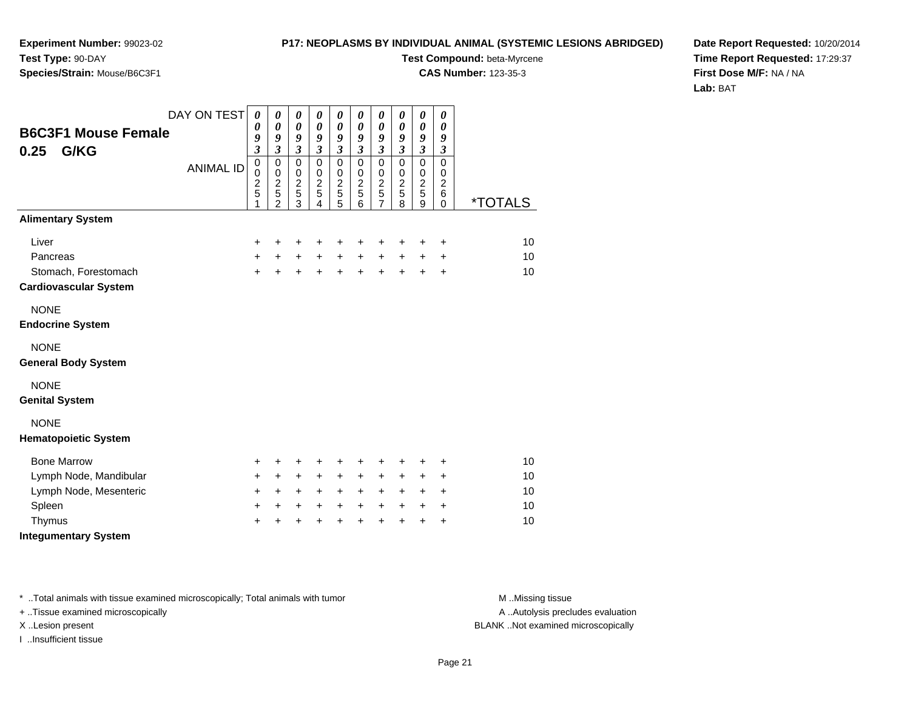**Experiment Number:** 99023-02
**Test Type:** 90-DAY
**Species/Strain:** Mouse/B6C3F1

**P17: NEOPLASMS BY INDIVIDUAL ANIMAL (SYSTEMIC LESIONS ABRIDGED)**
**Test Compound:** beta-Myrcene
**CAS Number:** 123-35-3

**Date Report Requested:** 10/20/2014
**Time Report Requested:** 17:29:37
**First Dose M/F:** NA / NA
**Lab:** BAT

## B6C3F1 Mouse Female
## 0.25 G/KG

| DAY ON TEST | 0093 | 0093 | 0093 | 0093 | 0093 | 0093 | 0093 | 0093 | 0093 | 0093 | |
|---|---|---|---|---|---|---|---|---|---|---|---|
| ANIMAL ID | 00251 | 00252 | 00253 | 00254 | 00255 | 00256 | 00257 | 00258 | 00259 | 00260 | *TOTALS |
| **Alimentary System** | | | | | | | | | | | |
| Liver | + | + | + | + | + | + | + | + | + | + | 10 |
| Pancreas | + | + | + | + | + | + | + | + | + | + | 10 |
| Stomach, Forestomach | + | + | + | + | + | + | + | + | + | + | 10 |
| **Cardiovascular System** | | | | | | | | | | | |
| NONE | | | | | | | | | | | |
| **Endocrine System** | | | | | | | | | | | |
| NONE | | | | | | | | | | | |
| **General Body System** | | | | | | | | | | | |
| NONE | | | | | | | | | | | |
| **Genital System** | | | | | | | | | | | |
| NONE | | | | | | | | | | | |
| **Hematopoietic System** | | | | | | | | | | | |
| Bone Marrow | + | + | + | + | + | + | + | + | + | + | 10 |
| Lymph Node, Mandibular | + | + | + | + | + | + | + | + | + | + | 10 |
| Lymph Node, Mesenteric | + | + | + | + | + | + | + | + | + | + | 10 |
| Spleen | + | + | + | + | + | + | + | + | + | + | 10 |
| Thymus | + | + | + | + | + | + | + | + | + | + | 10 |
| **Integumentary System** | | | | | | | | | | | |

* ..Total animals with tissue examined microscopically; Total animals with tumor
+ ..Tissue examined microscopically
X ..Lesion present
I ..Insufficient tissue

M ..Missing tissue
A ..Autolysis precludes evaluation
BLANK ..Not examined microscopically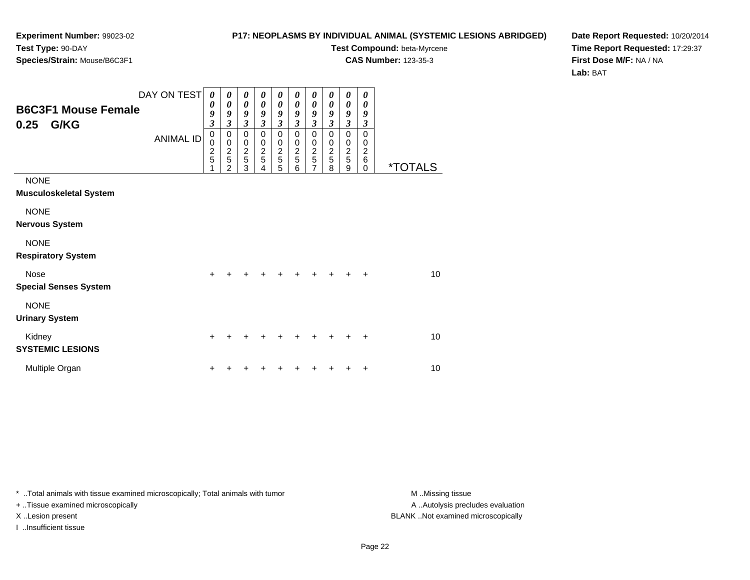**Experiment Number:** 99023-02
**Test Type:** 90-DAY
**Species/Strain:** Mouse/B6C3F1

**P17: NEOPLASMS BY INDIVIDUAL ANIMAL (SYSTEMIC LESIONS ABRIDGED)**
**Test Compound:** beta-Myrcene
**CAS Number:** 123-35-3

**Date Report Requested:** 10/20/2014
**Time Report Requested:** 17:29:37
**First Dose M/F:** NA / NA
**Lab:** BAT

## B6C3F1 Mouse Female
## 0.25 G/KG

| DAY ON TEST | 0093 | 0093 | 0093 | 0093 | 0093 | 0093 | 0093 | 0093 | 0093 | 0093 | |
|---|---|---|---|---|---|---|---|---|---|---|---|
| ANIMAL ID | 00251 | 00252 | 00253 | 00254 | 00255 | 00256 | 00257 | 00258 | 00259 | 00260 | *TOTALS |
| NONE | | | | | | | | | | | |
| **Musculoskeletal System** | | | | | | | | | | | |
| NONE | | | | | | | | | | | |
| **Nervous System** | | | | | | | | | | | |
| NONE | | | | | | | | | | | |
| **Respiratory System** | | | | | | | | | | | |
| Nose | + | + | + | + | + | + | + | + | + | + | 10 |
| **Special Senses System** | | | | | | | | | | | |
| NONE | | | | | | | | | | | |
| **Urinary System** | | | | | | | | | | | |
| Kidney | + | + | + | + | + | + | + | + | + | + | 10 |
| **SYSTEMIC LESIONS** | | | | | | | | | | | |
| Multiple Organ | + | + | + | + | + | + | + | + | + | + | 10 |

* ..Total animals with tissue examined microscopically; Total animals with tumor
+ ..Tissue examined microscopically
X ..Lesion present
I ..Insufficient tissue

M ..Missing tissue
A ..Autolysis precludes evaluation
BLANK ..Not examined microscopically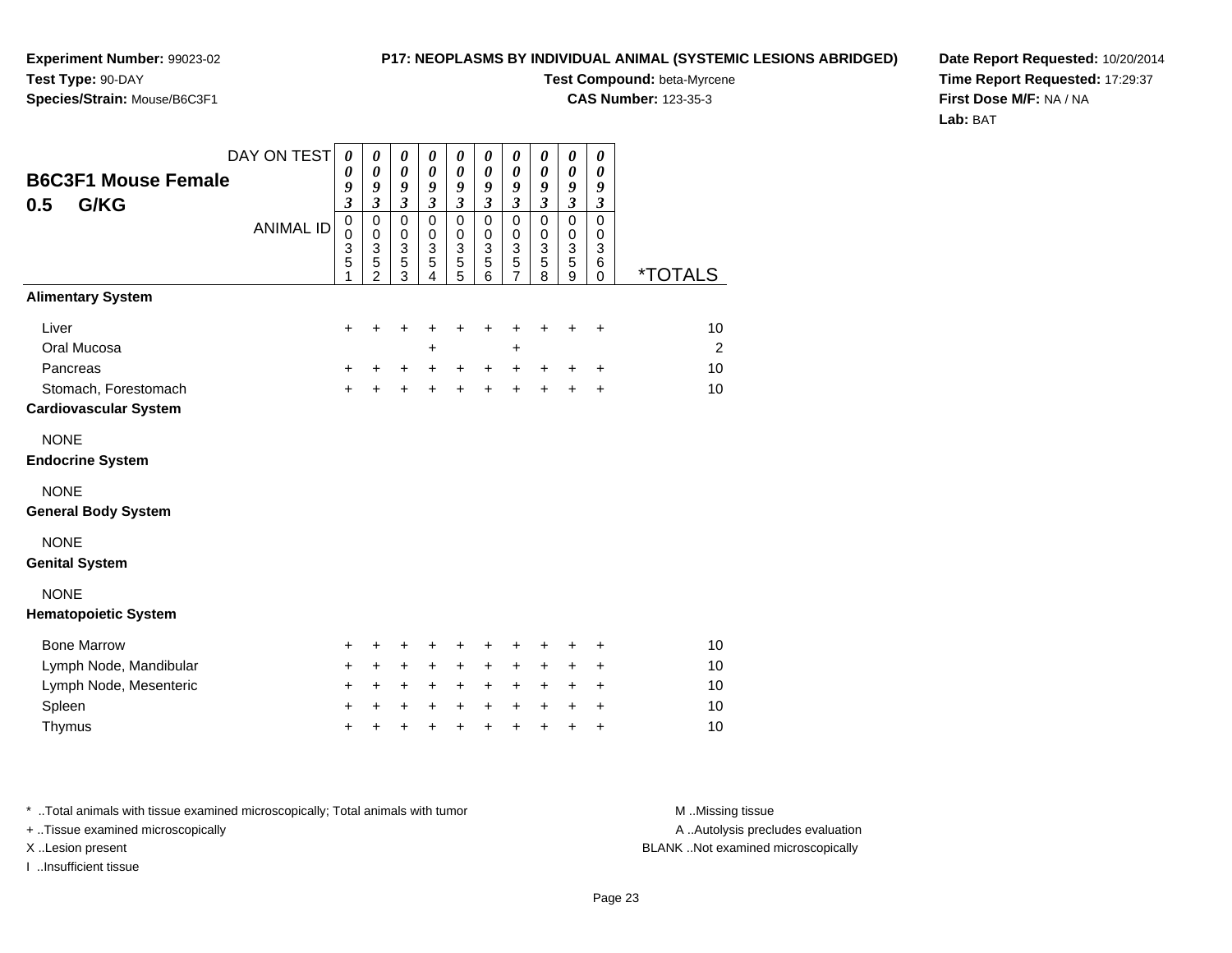**Experiment Number:** 99023-02
**Test Type:** 90-DAY
**Species/Strain:** Mouse/B6C3F1

**P17: NEOPLASMS BY INDIVIDUAL ANIMAL (SYSTEMIC LESIONS ABRIDGED)**
**Test Compound:** beta-Myrcene
**CAS Number:** 123-35-3

**Date Report Requested:** 10/20/2014
**Time Report Requested:** 17:29:37
**First Dose M/F:** NA / NA
**Lab:** BAT

## B6C3F1 Mouse Female
## 0.5 G/KG

| DAY ON TEST | 0093 | 0093 | 0093 | 0093 | 0093 | 0093 | 0093 | 0093 | 0093 | 0093 | |
|---|---|---|---|---|---|---|---|---|---|---|---|
| **ANIMAL ID** | 00351 | 00352 | 00353 | 00354 | 00355 | 00356 | 00357 | 00358 | 00359 | 00360 | ***TOTALS** |
| **Alimentary System** | | | | | | | | | | | |
| Liver | + | + | + | + | + | + | + | + | + | + | 10 |
| Oral Mucosa | | | | + | | | + | | | | 2 |
| Pancreas | + | + | + | + | + | + | + | + | + | + | 10 |
| Stomach, Forestomach | + | + | + | + | + | + | + | + | + | + | 10 |
| **Cardiovascular System** | | | | | | | | | | | |
| NONE | | | | | | | | | | | |
| **Endocrine System** | | | | | | | | | | | |
| NONE | | | | | | | | | | | |
| **General Body System** | | | | | | | | | | | |
| NONE | | | | | | | | | | | |
| **Genital System** | | | | | | | | | | | |
| NONE | | | | | | | | | | | |
| **Hematopoietic System** | | | | | | | | | | | |
| Bone Marrow | + | + | + | + | + | + | + | + | + | + | 10 |
| Lymph Node, Mandibular | + | + | + | + | + | + | + | + | + | + | 10 |
| Lymph Node, Mesenteric | + | + | + | + | + | + | + | + | + | + | 10 |
| Spleen | + | + | + | + | + | + | + | + | + | + | 10 |
| Thymus | + | + | + | + | + | + | + | + | + | + | 10 |

* ..Total animals with tissue examined microscopically; Total animals with tumor
+ ..Tissue examined microscopically
X ..Lesion present
I ..Insufficient tissue

M ..Missing tissue
A ..Autolysis precludes evaluation
BLANK ..Not examined microscopically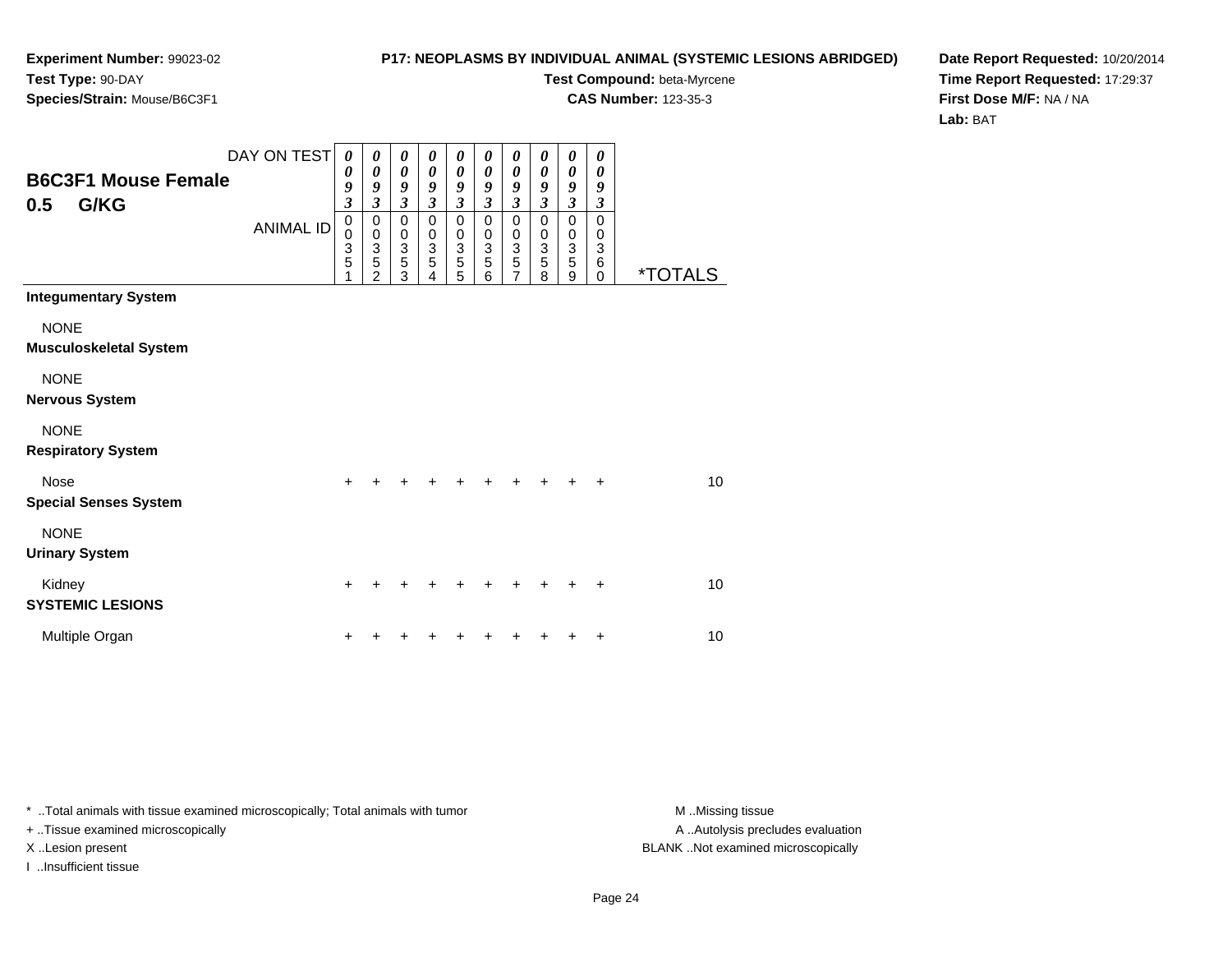**Experiment Number:** 99023-02
**Test Type:** 90-DAY
**Species/Strain:** Mouse/B6C3F1

**P17: NEOPLASMS BY INDIVIDUAL ANIMAL (SYSTEMIC LESIONS ABRIDGED)**
**Test Compound:** beta-Myrcene
**CAS Number:** 123-35-3

**Date Report Requested:** 10/20/2014
**Time Report Requested:** 17:29:37
**First Dose M/F:** NA / NA
**Lab:** BAT

## B6C3F1 Mouse Female
## 0.5 G/KG

| DAY ON TEST | 0093 | 0093 | 0093 | 0093 | 0093 | 0093 | 0093 | 0093 | 0093 | 0093 | |
|---|---|---|---|---|---|---|---|---|---|---|---|
| **ANIMAL ID** | 00351 | 00352 | 00353 | 00354 | 00355 | 00356 | 00357 | 00358 | 00359 | 00360 | ***TOTALS** |
| **Integumentary System** | | | | | | | | | | | |
| NONE | | | | | | | | | | | |
| **Musculoskeletal System** | | | | | | | | | | | |
| NONE | | | | | | | | | | | |
| **Nervous System** | | | | | | | | | | | |
| NONE | | | | | | | | | | | |
| **Respiratory System** | | | | | | | | | | | |
| Nose | + | + | + | + | + | + | + | + | + | + | 10 |
| **Special Senses System** | | | | | | | | | | | |
| NONE | | | | | | | | | | | |
| **Urinary System** | | | | | | | | | | | |
| Kidney | + | + | + | + | + | + | + | + | + | + | 10 |
| **SYSTEMIC LESIONS** | | | | | | | | | | | |
| Multiple Organ | + | + | + | + | + | + | + | + | + | + | 10 |

* ..Total animals with tissue examined microscopically; Total animals with tumor
+ ..Tissue examined microscopically
X ..Lesion present
I ..Insufficient tissue

M ..Missing tissue
A ..Autolysis precludes evaluation
BLANK ..Not examined microscopically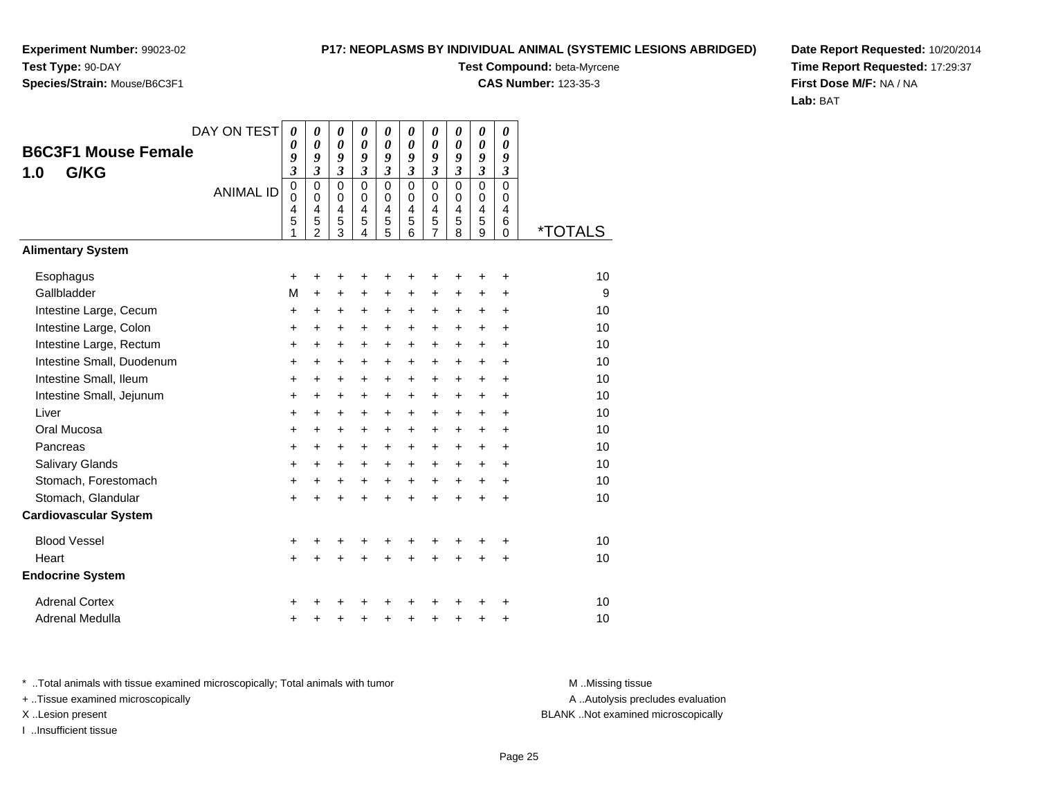**Experiment Number:** 99023-02
**Test Type:** 90-DAY
**Species/Strain:** Mouse/B6C3F1

**P17: NEOPLASMS BY INDIVIDUAL ANIMAL (SYSTEMIC LESIONS ABRIDGED)**
**Test Compound:** beta-Myrcene
**CAS Number:** 123-35-3

**Date Report Requested:** 10/20/2014
**Time Report Requested:** 17:29:37
**First Dose M/F:** NA / NA
**Lab:** BAT

## B6C3F1 Mouse Female 1.0 G/KG

| DAY ON TEST | 0093 | 0093 | 0093 | 0093 | 0093 | 0093 | 0093 | 0093 | 0093 | 0093 | |
|---|---|---|---|---|---|---|---|---|---|---|---|
| ANIMAL ID | 00451 | 00452 | 00453 | 00454 | 00455 | 00456 | 00457 | 00458 | 00459 | 00460 | *TOTALS |
| **Alimentary System** | | | | | | | | | | | |
| Esophagus | + | + | + | + | + | + | + | + | + | + | 10 |
| Gallbladder | M | + | + | + | + | + | + | + | + | + | 9 |
| Intestine Large, Cecum | + | + | + | + | + | + | + | + | + | + | 10 |
| Intestine Large, Colon | + | + | + | + | + | + | + | + | + | + | 10 |
| Intestine Large, Rectum | + | + | + | + | + | + | + | + | + | + | 10 |
| Intestine Small, Duodenum | + | + | + | + | + | + | + | + | + | + | 10 |
| Intestine Small, Ileum | + | + | + | + | + | + | + | + | + | + | 10 |
| Intestine Small, Jejunum | + | + | + | + | + | + | + | + | + | + | 10 |
| Liver | + | + | + | + | + | + | + | + | + | + | 10 |
| Oral Mucosa | + | + | + | + | + | + | + | + | + | + | 10 |
| Pancreas | + | + | + | + | + | + | + | + | + | + | 10 |
| Salivary Glands | + | + | + | + | + | + | + | + | + | + | 10 |
| Stomach, Forestomach | + | + | + | + | + | + | + | + | + | + | 10 |
| Stomach, Glandular | + | + | + | + | + | + | + | + | + | + | 10 |
| **Cardiovascular System** | | | | | | | | | | | |
| Blood Vessel | + | + | + | + | + | + | + | + | + | + | 10 |
| Heart | + | + | + | + | + | + | + | + | + | + | 10 |
| **Endocrine System** | | | | | | | | | | | |
| Adrenal Cortex | + | + | + | + | + | + | + | + | + | + | 10 |
| Adrenal Medulla | + | + | + | + | + | + | + | + | + | + | 10 |

* ..Total animals with tissue examined microscopically; Total animals with tumor
+ ..Tissue examined microscopically
X ..Lesion present
I ..Insufficient tissue

M ..Missing tissue
A ..Autolysis precludes evaluation
BLANK ..Not examined microscopically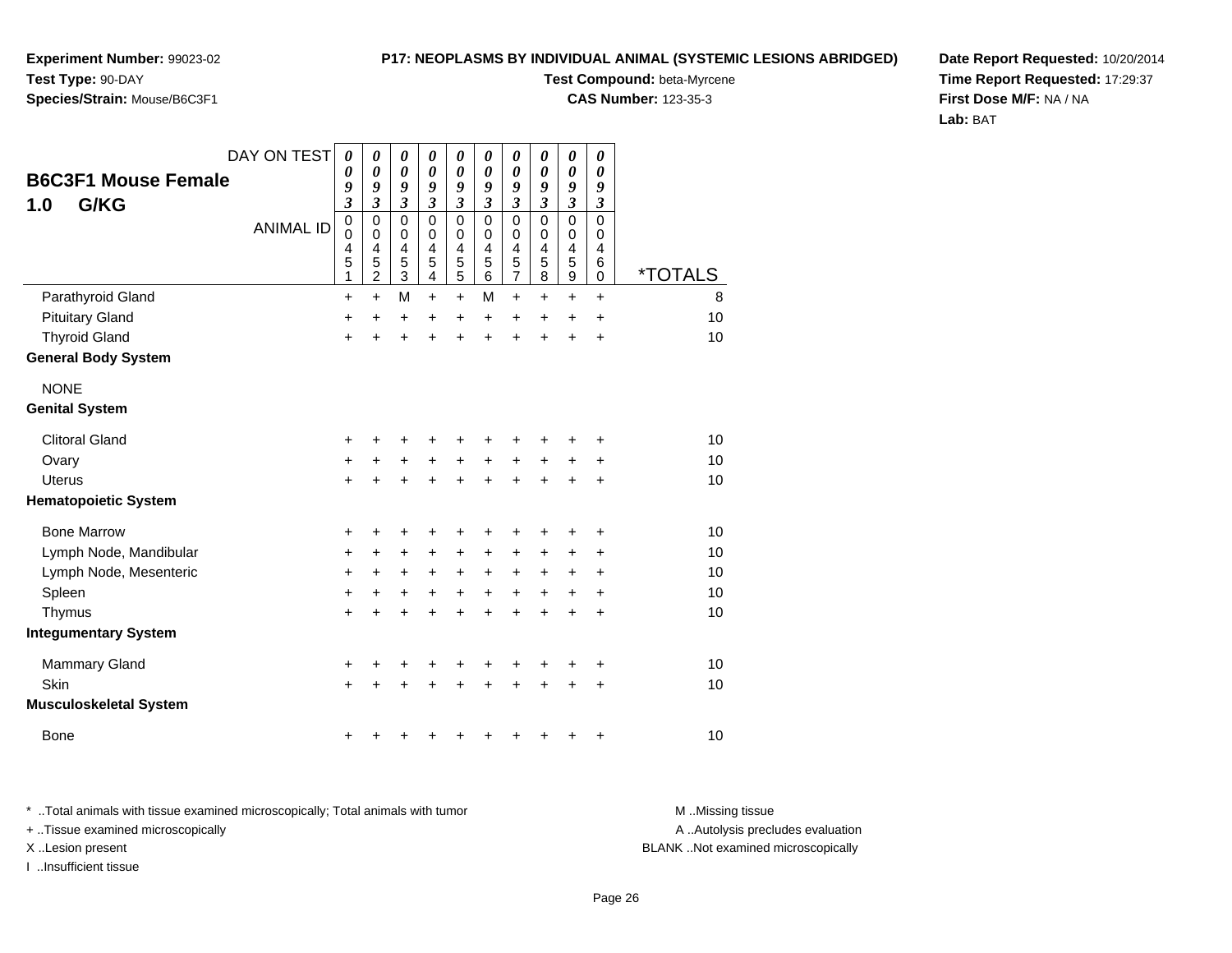**Experiment Number:** 99023-02
**Test Type:** 90-DAY
**Species/Strain:** Mouse/B6C3F1

**P17: NEOPLASMS BY INDIVIDUAL ANIMAL (SYSTEMIC LESIONS ABRIDGED)**
**Test Compound:** beta-Myrcene
**CAS Number:** 123-35-3

**Date Report Requested:** 10/20/2014
**Time Report Requested:** 17:29:37
**First Dose M/F:** NA / NA
**Lab:** BAT

## B6C3F1 Mouse Female
## 1.0 G/KG

| DAY ON TEST | 0093 | 0093 | 0093 | 0093 | 0093 | 0093 | 0093 | 0093 | 0093 | 0093 | |
|---|---|---|---|---|---|---|---|---|---|---|---|
| **ANIMAL ID** | 00451 | 00452 | 00453 | 00454 | 00455 | 00456 | 00457 | 00458 | 00459 | 00460 | ***TOTALS** |
| Parathyroid Gland | + | + | M | + | + | M | + | + | + | + | 8 |
| Pituitary Gland | + | + | + | + | + | + | + | + | + | + | 10 |
| Thyroid Gland | + | + | + | + | + | + | + | + | + | + | 10 |
| **General Body System** | | | | | | | | | | | |
| NONE | | | | | | | | | | | |
| **Genital System** | | | | | | | | | | | |
| Clitoral Gland | + | + | + | + | + | + | + | + | + | + | 10 |
| Ovary | + | + | + | + | + | + | + | + | + | + | 10 |
| Uterus | + | + | + | + | + | + | + | + | + | + | 10 |
| **Hematopoietic System** | | | | | | | | | | | |
| Bone Marrow | + | + | + | + | + | + | + | + | + | + | 10 |
| Lymph Node, Mandibular | + | + | + | + | + | + | + | + | + | + | 10 |
| Lymph Node, Mesenteric | + | + | + | + | + | + | + | + | + | + | 10 |
| Spleen | + | + | + | + | + | + | + | + | + | + | 10 |
| Thymus | + | + | + | + | + | + | + | + | + | + | 10 |
| **Integumentary System** | | | | | | | | | | | |
| Mammary Gland | + | + | + | + | + | + | + | + | + | + | 10 |
| Skin | + | + | + | + | + | + | + | + | + | + | 10 |
| **Musculoskeletal System** | | | | | | | | | | | |
| Bone | + | + | + | + | + | + | + | + | + | + | 10 |

* ..Total animals with tissue examined microscopically; Total animals with tumor
+ ..Tissue examined microscopically
X ..Lesion present
I ..Insufficient tissue

M ..Missing tissue
A ..Autolysis precludes evaluation
BLANK ..Not examined microscopically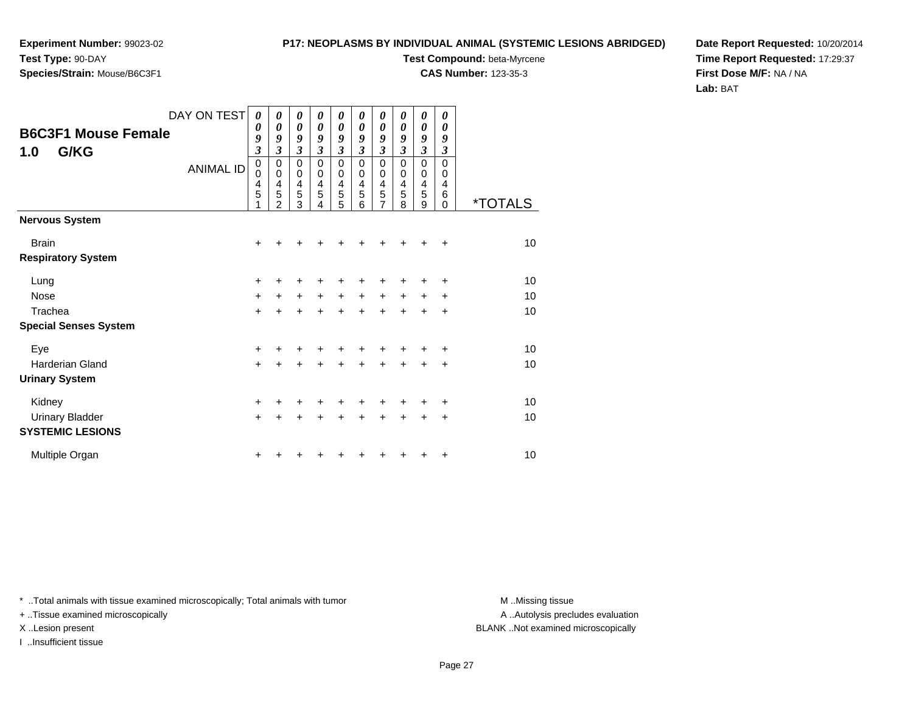**Experiment Number:** 99023-02
**Test Type:** 90-DAY
**Species/Strain:** Mouse/B6C3F1

**P17: NEOPLASMS BY INDIVIDUAL ANIMAL (SYSTEMIC LESIONS ABRIDGED)**
**Test Compound:** beta-Myrcene
**CAS Number:** 123-35-3

**Date Report Requested:** 10/20/2014
**Time Report Requested:** 17:29:37
**First Dose M/F:** NA / NA
**Lab:** BAT

## B6C3F1 Mouse Female
## 1.0 G/KG

| DAY ON TEST | 0093 | 0093 | 0093 | 0093 | 0093 | 0093 | 0093 | 0093 | 0093 | 0093 | |
|---|---|---|---|---|---|---|---|---|---|---|---|
| ANIMAL ID | 00451 | 00452 | 00453 | 00454 | 00455 | 00456 | 00457 | 00458 | 00459 | 00460 | *TOTALS |
| **Nervous System** | | | | | | | | | | | |
| Brain | + | + | + | + | + | + | + | + | + | + | 10 |
| **Respiratory System** | | | | | | | | | | | |
| Lung | + | + | + | + | + | + | + | + | + | + | 10 |
| Nose | + | + | + | + | + | + | + | + | + | + | 10 |
| Trachea | + | + | + | + | + | + | + | + | + | + | 10 |
| **Special Senses System** | | | | | | | | | | | |
| Eye | + | + | + | + | + | + | + | + | + | + | 10 |
| Harderian Gland | + | + | + | + | + | + | + | + | + | + | 10 |
| **Urinary System** | | | | | | | | | | | |
| Kidney | + | + | + | + | + | + | + | + | + | + | 10 |
| Urinary Bladder | + | + | + | + | + | + | + | + | + | + | 10 |
| **SYSTEMIC LESIONS** | | | | | | | | | | | |
| Multiple Organ | + | + | + | + | + | + | + | + | + | + | 10 |

* ..Total animals with tissue examined microscopically; Total animals with tumor
+ ..Tissue examined microscopically
X ..Lesion present
I ..Insufficient tissue

M ..Missing tissue
A ..Autolysis precludes evaluation
BLANK ..Not examined microscopically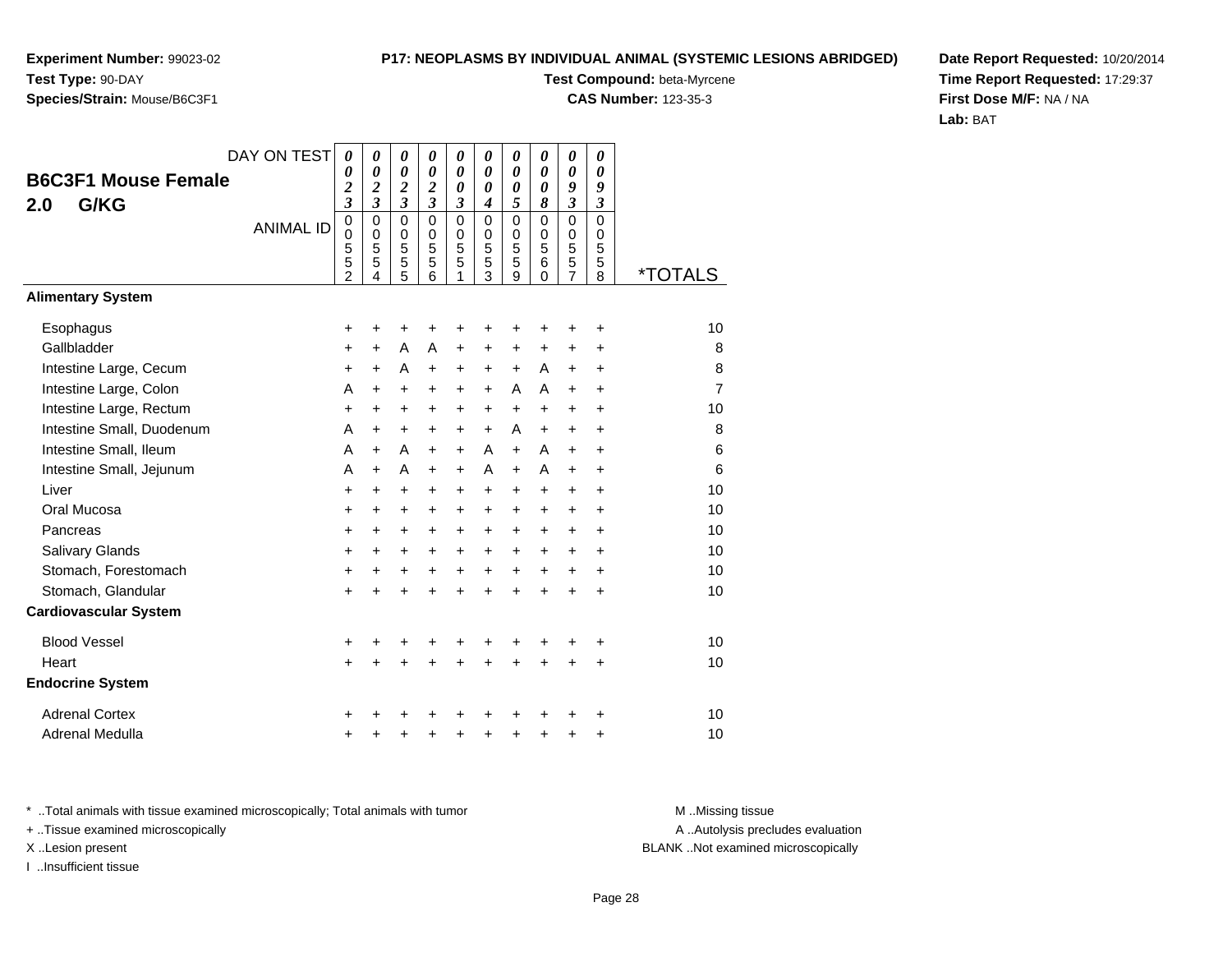**Experiment Number:** 99023-02
**Test Type:** 90-DAY
**Species/Strain:** Mouse/B6C3F1

**P17: NEOPLASMS BY INDIVIDUAL ANIMAL (SYSTEMIC LESIONS ABRIDGED)**
**Test Compound:** beta-Myrcene
**CAS Number:** 123-35-3

**Date Report Requested:** 10/20/2014
**Time Report Requested:** 17:29:37
**First Dose M/F:** NA / NA
**Lab:** BAT

## B6C3F1 Mouse Female
## 2.0 G/KG

| DAY ON TEST | 0023 | 0023 | 0023 | 0023 | 0003 | 0004 | 0005 | 0008 | 0093 | 0093 | |
|---|---|---|---|---|---|---|---|---|---|---|---|
| ANIMAL ID | 00552 | 00554 | 00555 | 00556 | 00551 | 00553 | 00559 | 00560 | 00557 | 00558 | *TOTALS |
| **Alimentary System** | | | | | | | | | | | |
| Esophagus | + | + | + | + | + | + | + | + | + | + | 10 |
| Gallbladder | + | + | A | A | + | + | + | + | + | + | 8 |
| Intestine Large, Cecum | + | + | A | + | + | + | + | A | + | + | 8 |
| Intestine Large, Colon | A | + | + | + | + | + | A | A | + | + | 7 |
| Intestine Large, Rectum | + | + | + | + | + | + | + | + | + | + | 10 |
| Intestine Small, Duodenum | A | + | + | + | + | + | A | + | + | + | 8 |
| Intestine Small, Ileum | A | + | A | + | + | A | + | A | + | + | 6 |
| Intestine Small, Jejunum | A | + | A | + | + | A | + | A | + | + | 6 |
| Liver | + | + | + | + | + | + | + | + | + | + | 10 |
| Oral Mucosa | + | + | + | + | + | + | + | + | + | + | 10 |
| Pancreas | + | + | + | + | + | + | + | + | + | + | 10 |
| Salivary Glands | + | + | + | + | + | + | + | + | + | + | 10 |
| Stomach, Forestomach | + | + | + | + | + | + | + | + | + | + | 10 |
| Stomach, Glandular | + | + | + | + | + | + | + | + | + | + | 10 |
| **Cardiovascular System** | | | | | | | | | | | |
| Blood Vessel | + | + | + | + | + | + | + | + | + | + | 10 |
| Heart | + | + | + | + | + | + | + | + | + | + | 10 |
| **Endocrine System** | | | | | | | | | | | |
| Adrenal Cortex | + | + | + | + | + | + | + | + | + | + | 10 |
| Adrenal Medulla | + | + | + | + | + | + | + | + | + | + | 10 |

* ..Total animals with tissue examined microscopically; Total animals with tumor
+ ..Tissue examined microscopically
X ..Lesion present
I ..Insufficient tissue

M ..Missing tissue
A ..Autolysis precludes evaluation
BLANK ..Not examined microscopically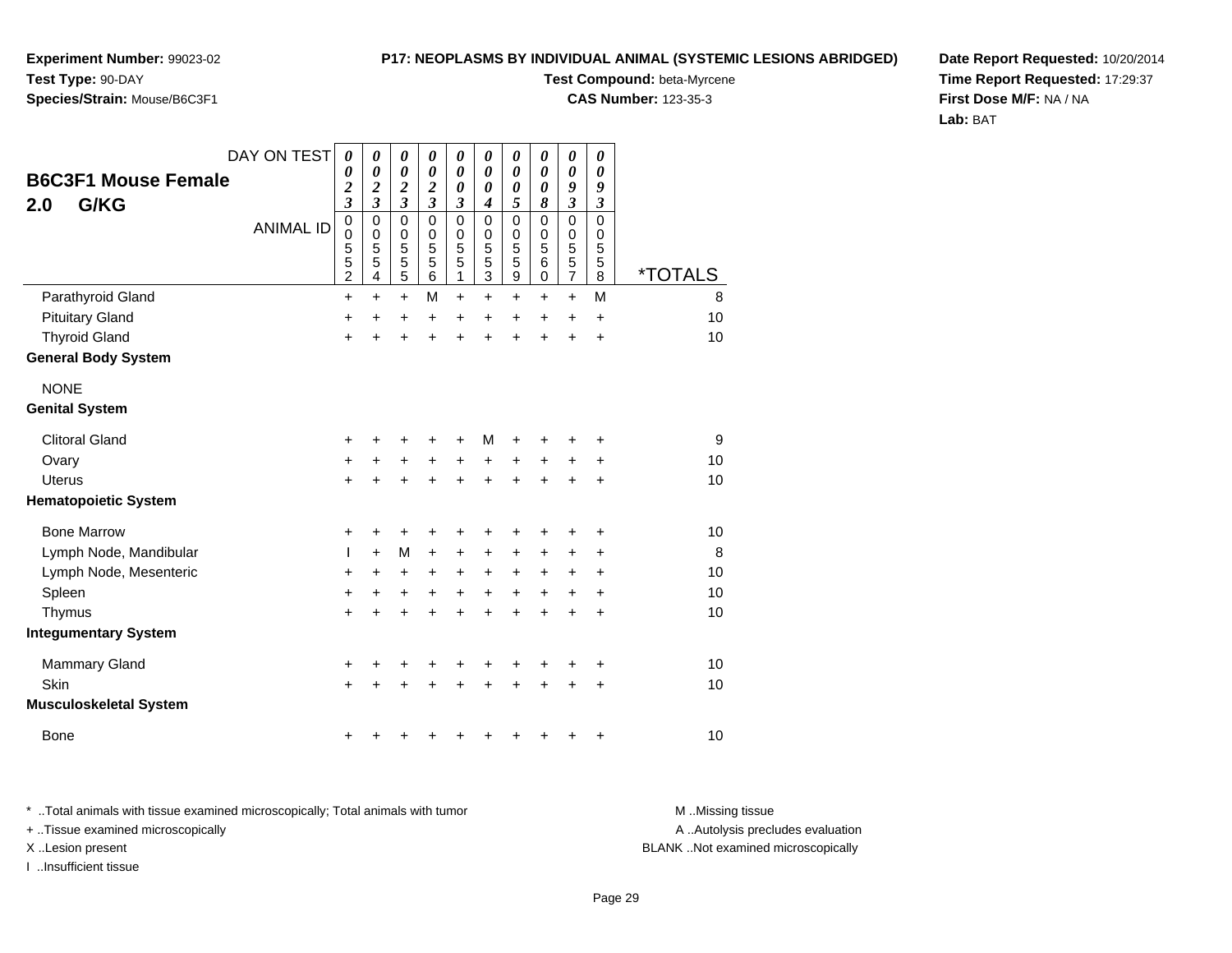**Experiment Number:** 99023-02
**Test Type:** 90-DAY
**Species/Strain:** Mouse/B6C3F1

**P17: NEOPLASMS BY INDIVIDUAL ANIMAL (SYSTEMIC LESIONS ABRIDGED)**
**Test Compound:** beta-Myrcene
**CAS Number:** 123-35-3

**Date Report Requested:** 10/20/2014
**Time Report Requested:** 17:29:37
**First Dose M/F:** NA / NA
**Lab:** BAT

## B6C3F1 Mouse Female
## 2.0 G/KG

| DAY ON TEST | 0023 | 0023 | 0023 | 0023 | 0003 | 0004 | 0005 | 0008 | 0093 | 0093 | |
|---|---|---|---|---|---|---|---|---|---|---|---|
| **ANIMAL ID** | 00552 | 00554 | 00555 | 00556 | 00551 | 00553 | 00559 | 00560 | 00557 | 00558 | ***TOTALS** |
| Parathyroid Gland | + | + | + | M | + | + | + | + | + | M | 8 |
| Pituitary Gland | + | + | + | + | + | + | + | + | + | + | 10 |
| Thyroid Gland | + | + | + | + | + | + | + | + | + | + | 10 |
| **General Body System** | | | | | | | | | | | |
| NONE | | | | | | | | | | | |
| **Genital System** | | | | | | | | | | | |
| Clitoral Gland | + | + | + | + | + | M | + | + | + | + | 9 |
| Ovary | + | + | + | + | + | + | + | + | + | + | 10 |
| Uterus | + | + | + | + | + | + | + | + | + | + | 10 |
| **Hematopoietic System** | | | | | | | | | | | |
| Bone Marrow | + | + | + | + | + | + | + | + | + | + | 10 |
| Lymph Node, Mandibular | I | + | M | + | + | + | + | + | + | + | 8 |
| Lymph Node, Mesenteric | + | + | + | + | + | + | + | + | + | + | 10 |
| Spleen | + | + | + | + | + | + | + | + | + | + | 10 |
| Thymus | + | + | + | + | + | + | + | + | + | + | 10 |
| **Integumentary System** | | | | | | | | | | | |
| Mammary Gland | + | + | + | + | + | + | + | + | + | + | 10 |
| Skin | + | + | + | + | + | + | + | + | + | + | 10 |
| **Musculoskeletal System** | | | | | | | | | | | |
| Bone | + | + | + | + | + | + | + | + | + | + | 10 |

* ..Total animals with tissue examined microscopically; Total animals with tumor
+ ..Tissue examined microscopically
X ..Lesion present
I ..Insufficient tissue

M ..Missing tissue
A ..Autolysis precludes evaluation
BLANK ..Not examined microscopically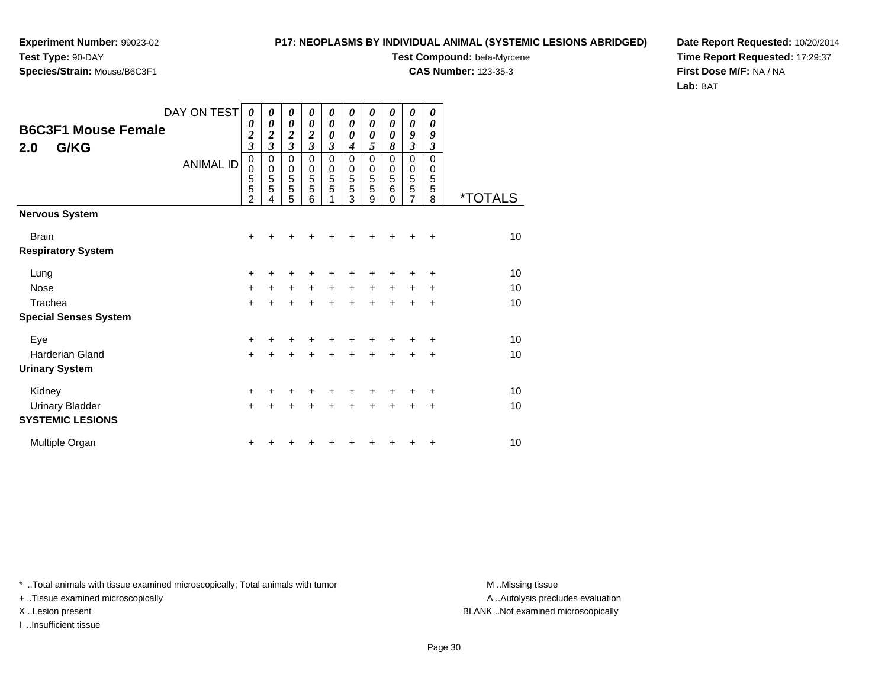**Experiment Number:** 99023-02
**Test Type:** 90-DAY
**Species/Strain:** Mouse/B6C3F1

**P17: NEOPLASMS BY INDIVIDUAL ANIMAL (SYSTEMIC LESIONS ABRIDGED)**
**Test Compound:** beta-Myrcene
**CAS Number:** 123-35-3

**Date Report Requested:** 10/20/2014
**Time Report Requested:** 17:29:37
**First Dose M/F:** NA / NA
**Lab:** BAT

## B6C3F1 Mouse Female
## 2.0 G/KG

| DAY ON TEST | 0023 | 0023 | 0023 | 0023 | 0003 | 0004 | 0005 | 0008 | 0093 | 0093 | |
|---|---|---|---|---|---|---|---|---|---|---|---|
| ANIMAL ID | 00552 | 00554 | 00555 | 00556 | 00551 | 00553 | 00559 | 00560 | 00557 | 00558 | *TOTALS |
| **Nervous System** | | | | | | | | | | | |
| Brain | + | + | + | + | + | + | + | + | + | + | 10 |
| **Respiratory System** | | | | | | | | | | | |
| Lung | + | + | + | + | + | + | + | + | + | + | 10 |
| Nose | + | + | + | + | + | + | + | + | + | + | 10 |
| Trachea | + | + | + | + | + | + | + | + | + | + | 10 |
| **Special Senses System** | | | | | | | | | | | |
| Eye | + | + | + | + | + | + | + | + | + | + | 10 |
| Harderian Gland | + | + | + | + | + | + | + | + | + | + | 10 |
| **Urinary System** | | | | | | | | | | | |
| Kidney | + | + | + | + | + | + | + | + | + | + | 10 |
| Urinary Bladder | + | + | + | + | + | + | + | + | + | + | 10 |
| **SYSTEMIC LESIONS** | | | | | | | | | | | |
| Multiple Organ | + | + | + | + | + | + | + | + | + | + | 10 |

* ..Total animals with tissue examined microscopically; Total animals with tumor
+ ..Tissue examined microscopically
X ..Lesion present
I ..Insufficient tissue

M ..Missing tissue
A ..Autolysis precludes evaluation
BLANK ..Not examined microscopically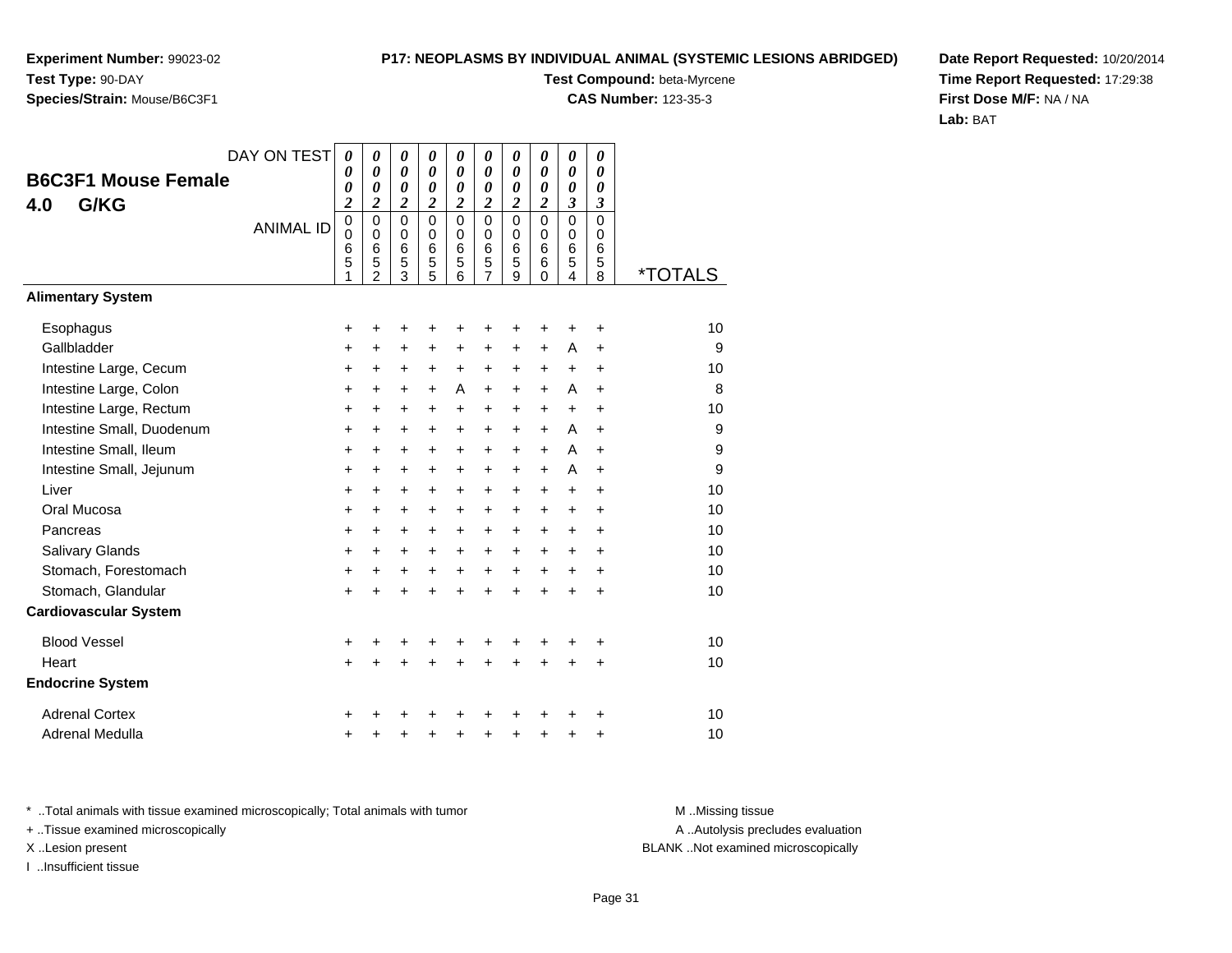**Experiment Number:** 99023-02
**Test Type:** 90-DAY
**Species/Strain:** Mouse/B6C3F1

**P17: NEOPLASMS BY INDIVIDUAL ANIMAL (SYSTEMIC LESIONS ABRIDGED)**
**Test Compound:** beta-Myrcene
**CAS Number:** 123-35-3

**Date Report Requested:** 10/20/2014
**Time Report Requested:** 17:29:38
**First Dose M/F:** NA / NA
**Lab:** BAT

## B6C3F1 Mouse Female
## 4.0 G/KG

| DAY ON TEST | 0002 | 0002 | 0002 | 0002 | 0002 | 0002 | 0002 | 0002 | 0003 | 0003 | |
|---|---|---|---|---|---|---|---|---|---|---|---|
| **ANIMAL ID** | 00651 | 00652 | 00653 | 00655 | 00656 | 00657 | 00659 | 00660 | 00654 | 00658 | ***TOTALS** |
| **Alimentary System** | | | | | | | | | | | |
| Esophagus | + | + | + | + | + | + | + | + | + | + | 10 |
| Gallbladder | + | + | + | + | + | + | + | + | A | + | 9 |
| Intestine Large, Cecum | + | + | + | + | + | + | + | + | + | + | 10 |
| Intestine Large, Colon | + | + | + | + | A | + | + | + | A | + | 8 |
| Intestine Large, Rectum | + | + | + | + | + | + | + | + | + | + | 10 |
| Intestine Small, Duodenum | + | + | + | + | + | + | + | + | A | + | 9 |
| Intestine Small, Ileum | + | + | + | + | + | + | + | + | A | + | 9 |
| Intestine Small, Jejunum | + | + | + | + | + | + | + | + | A | + | 9 |
| Liver | + | + | + | + | + | + | + | + | + | + | 10 |
| Oral Mucosa | + | + | + | + | + | + | + | + | + | + | 10 |
| Pancreas | + | + | + | + | + | + | + | + | + | + | 10 |
| Salivary Glands | + | + | + | + | + | + | + | + | + | + | 10 |
| Stomach, Forestomach | + | + | + | + | + | + | + | + | + | + | 10 |
| Stomach, Glandular | + | + | + | + | + | + | + | + | + | + | 10 |
| **Cardiovascular System** | | | | | | | | | | | |
| Blood Vessel | + | + | + | + | + | + | + | + | + | + | 10 |
| Heart | + | + | + | + | + | + | + | + | + | + | 10 |
| **Endocrine System** | | | | | | | | | | | |
| Adrenal Cortex | + | + | + | + | + | + | + | + | + | + | 10 |
| Adrenal Medulla | + | + | + | + | + | + | + | + | + | + | 10 |

* ..Total animals with tissue examined microscopically; Total animals with tumor
+ ..Tissue examined microscopically
X ..Lesion present
I ..Insufficient tissue

M ..Missing tissue
A ..Autolysis precludes evaluation
BLANK ..Not examined microscopically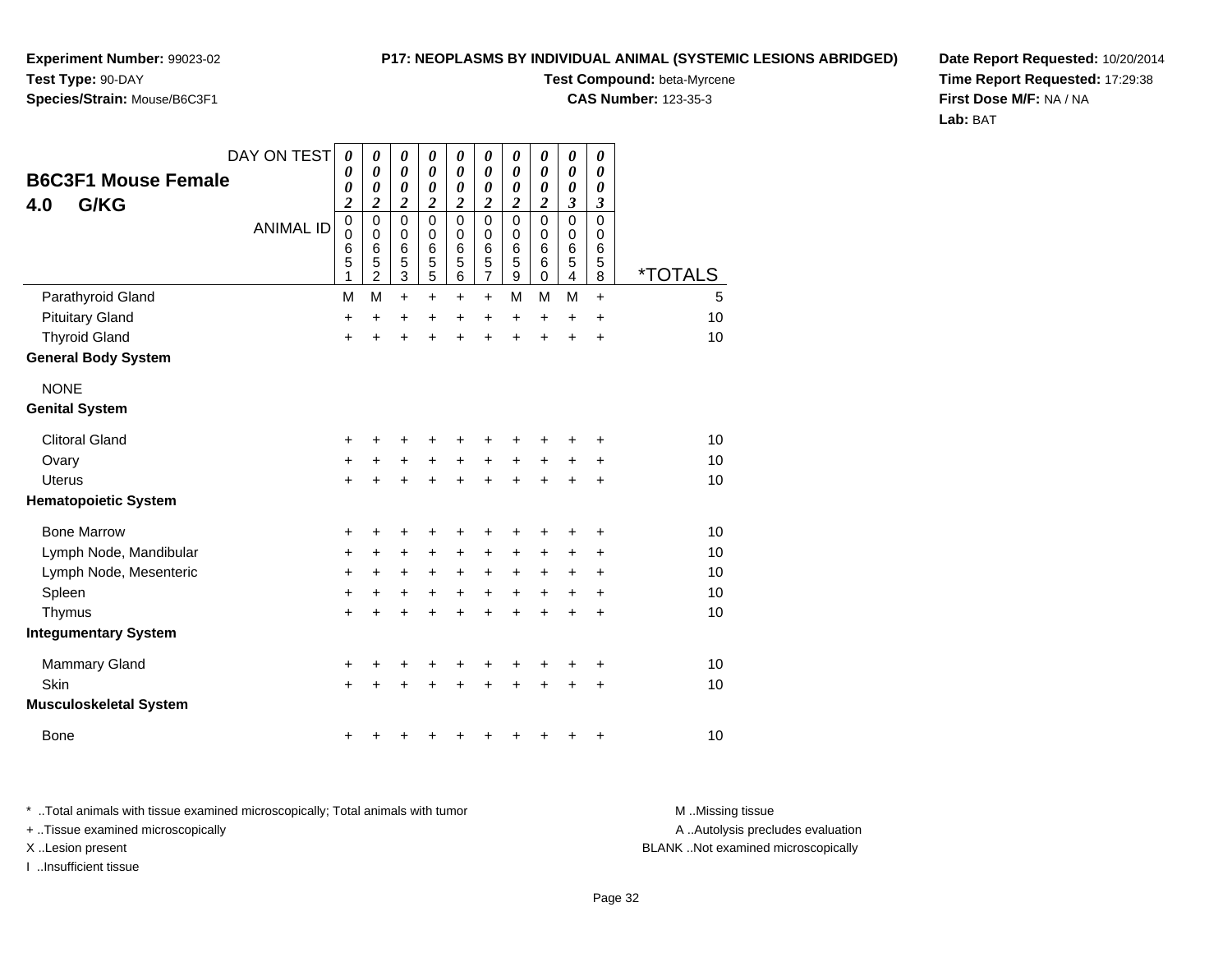**Experiment Number:** 99023-02
**Test Type:** 90-DAY
**Species/Strain:** Mouse/B6C3F1

**P17: NEOPLASMS BY INDIVIDUAL ANIMAL (SYSTEMIC LESIONS ABRIDGED)**
**Test Compound:** beta-Myrcene
**CAS Number:** 123-35-3

**Date Report Requested:** 10/20/2014
**Time Report Requested:** 17:29:38
**First Dose M/F:** NA / NA
**Lab:** BAT

## B6C3F1 Mouse Female
## 4.0 G/KG

| DAY ON TEST | 0002 | 0002 | 0002 | 0002 | 0002 | 0002 | 0002 | 0002 | 0003 | 0003 | |
|---|---|---|---|---|---|---|---|---|---|---|---|
| ANIMAL ID | 00651 | 00652 | 00653 | 00655 | 00656 | 00657 | 00659 | 00660 | 00654 | 00658 | *TOTALS |
| Parathyroid Gland | M | M | + | + | + | + | M | M | M | + | 5 |
| Pituitary Gland | + | + | + | + | + | + | + | + | + | + | 10 |
| Thyroid Gland | + | + | + | + | + | + | + | + | + | + | 10 |
| **General Body System** | | | | | | | | | | | |
| NONE | | | | | | | | | | | |
| **Genital System** | | | | | | | | | | | |
| Clitoral Gland | + | + | + | + | + | + | + | + | + | + | 10 |
| Ovary | + | + | + | + | + | + | + | + | + | + | 10 |
| Uterus | + | + | + | + | + | + | + | + | + | + | 10 |
| **Hematopoietic System** | | | | | | | | | | | |
| Bone Marrow | + | + | + | + | + | + | + | + | + | + | 10 |
| Lymph Node, Mandibular | + | + | + | + | + | + | + | + | + | + | 10 |
| Lymph Node, Mesenteric | + | + | + | + | + | + | + | + | + | + | 10 |
| Spleen | + | + | + | + | + | + | + | + | + | + | 10 |
| Thymus | + | + | + | + | + | + | + | + | + | + | 10 |
| **Integumentary System** | | | | | | | | | | | |
| Mammary Gland | + | + | + | + | + | + | + | + | + | + | 10 |
| Skin | + | + | + | + | + | + | + | + | + | + | 10 |
| **Musculoskeletal System** | | | | | | | | | | | |
| Bone | + | + | + | + | + | + | + | + | + | + | 10 |

* ..Total animals with tissue examined microscopically; Total animals with tumor
+ ..Tissue examined microscopically
X ..Lesion present
I ..Insufficient tissue

M ..Missing tissue
A ..Autolysis precludes evaluation
BLANK ..Not examined microscopically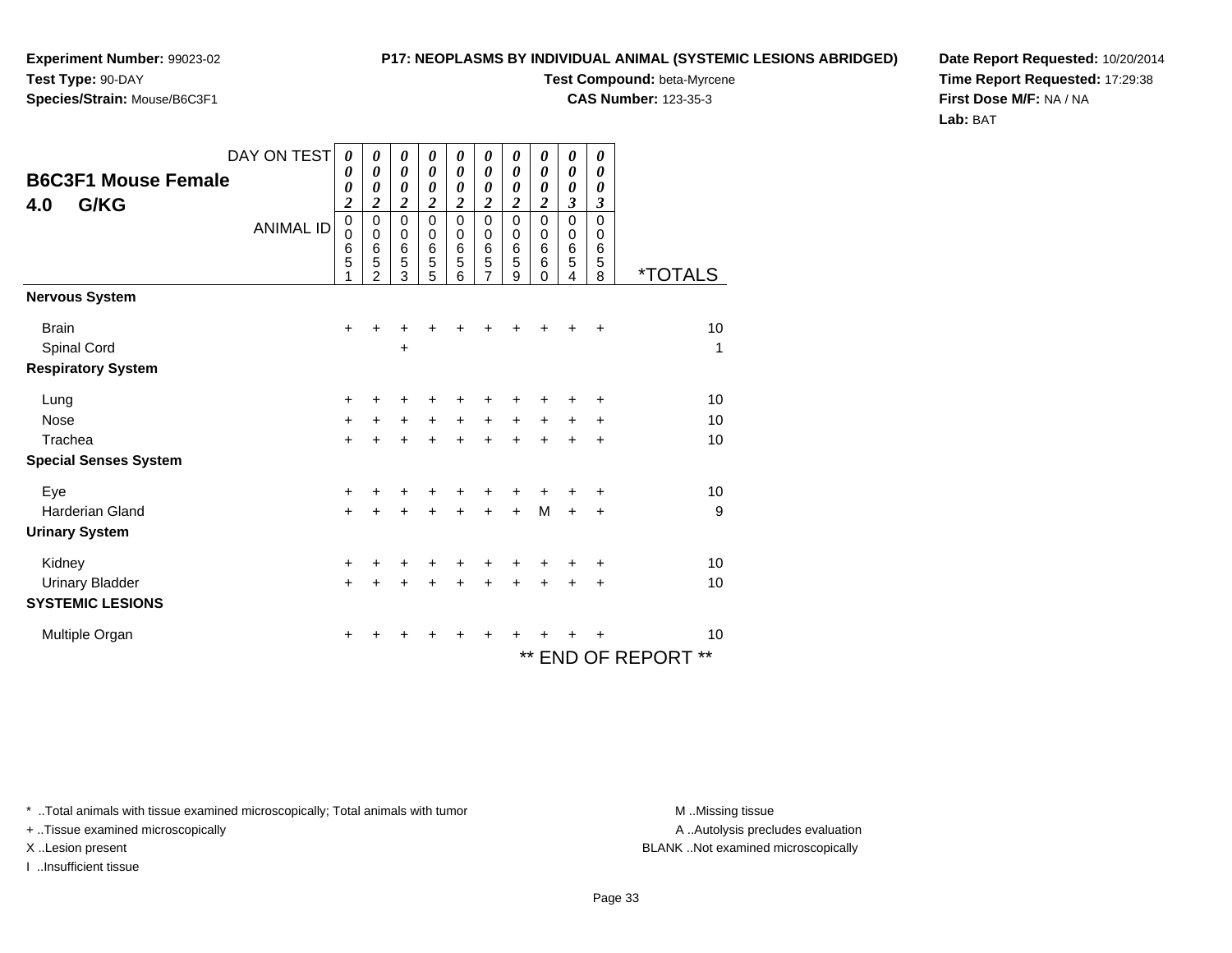**Experiment Number:** 99023-02
**Test Type:** 90-DAY
**Species/Strain:** Mouse/B6C3F1

**P17: NEOPLASMS BY INDIVIDUAL ANIMAL (SYSTEMIC LESIONS ABRIDGED)**
**Test Compound:** beta-Myrcene
**CAS Number:** 123-35-3

**Date Report Requested:** 10/20/2014
**Time Report Requested:** 17:29:38
**First Dose M/F:** NA / NA
**Lab:** BAT

## B6C3F1 Mouse Female
## 4.0 G/KG

| DAY ON TEST | 0002 | 0002 | 0002 | 0002 | 0002 | 0002 | 0002 | 0002 | 0003 | 0003 | |
|---|---|---|---|---|---|---|---|---|---|---|---|
| ANIMAL ID | 00651 | 00652 | 00653 | 00655 | 00656 | 00657 | 00659 | 00660 | 00654 | 00658 | *TOTALS |
| **Nervous System** | | | | | | | | | | | |
| Brain | + | + | + | + | + | + | + | + | + | + | 10 |
| Spinal Cord | | | + | | | | | | | | 1 |
| **Respiratory System** | | | | | | | | | | | |
| Lung | + | + | + | + | + | + | + | + | + | + | 10 |
| Nose | + | + | + | + | + | + | + | + | + | + | 10 |
| Trachea | + | + | + | + | + | + | + | + | + | + | 10 |
| **Special Senses System** | | | | | | | | | | | |
| Eye | + | + | + | + | + | + | + | + | + | + | 10 |
| Harderian Gland | + | + | + | + | + | + | + | M | + | + | 9 |
| **Urinary System** | | | | | | | | | | | |
| Kidney | + | + | + | + | + | + | + | + | + | + | 10 |
| Urinary Bladder | + | + | + | + | + | + | + | + | + | + | 10 |
| **SYSTEMIC LESIONS** | | | | | | | | | | | |
| Multiple Organ | + | + | + | + | + | + | + | + | + | + | 10 |

** END OF REPORT **

* ..Total animals with tissue examined microscopically; Total animals with tumor
+ ..Tissue examined microscopically
X ..Lesion present
I ..Insufficient tissue

M ..Missing tissue
A ..Autolysis precludes evaluation
BLANK ..Not examined microscopically